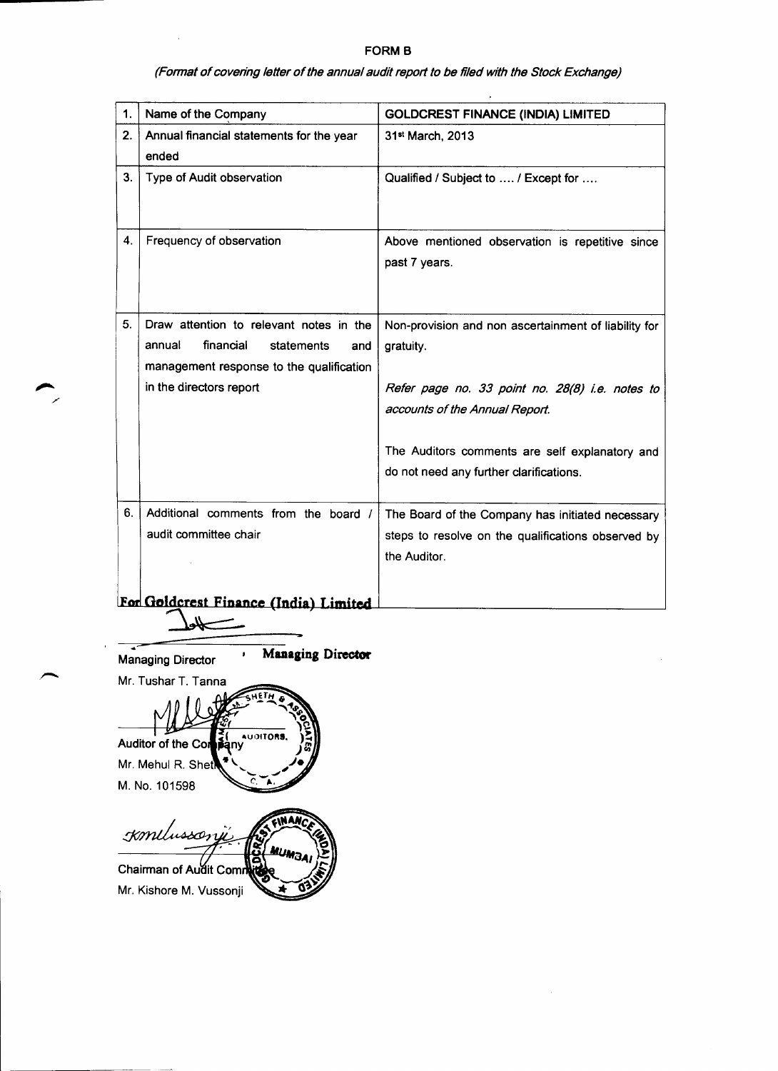# FORM B

*(Format of covering letter of the annual audit report to be filed with the Stock Exchange)*

| | | |
|---|---|---|
| 1. | Name of the Company | GOLDCREST FINANCE (INDIA) LIMITED |
| 2. | Annual financial statements for the year ended | 31st March, 2013 |
| 3. | Type of Audit observation | Qualified / Subject to .... / Except for .... |
| 4. | Frequency of observation | Above mentioned observation is repetitive since past 7 years. |
| 5. | Draw attention to relevant notes in the annual financial statements and management response to the qualification in the directors report | Non-provision and non ascertainment of liability for gratuity.<br><br>*Refer page no. 33 point no. 28(8) i.e. notes to accounts of the Annual Report.*<br><br>The Auditors comments are self explanatory and do not need any further clarifications. |
| 6. | Additional comments from the board / audit committee chair | The Board of the Company has initiated necessary steps to resolve on the qualifications observed by the Auditor. |

**For Goldcrest Finance (India) Limited**

Managing Director **Managing Director**

Mr. Tushar T. Tanna

Auditor of the Company

Mr. Mehul R. Sheth

M. No. 101598

Chairman of Audit Committee

Mr. Kishore M. Vussonji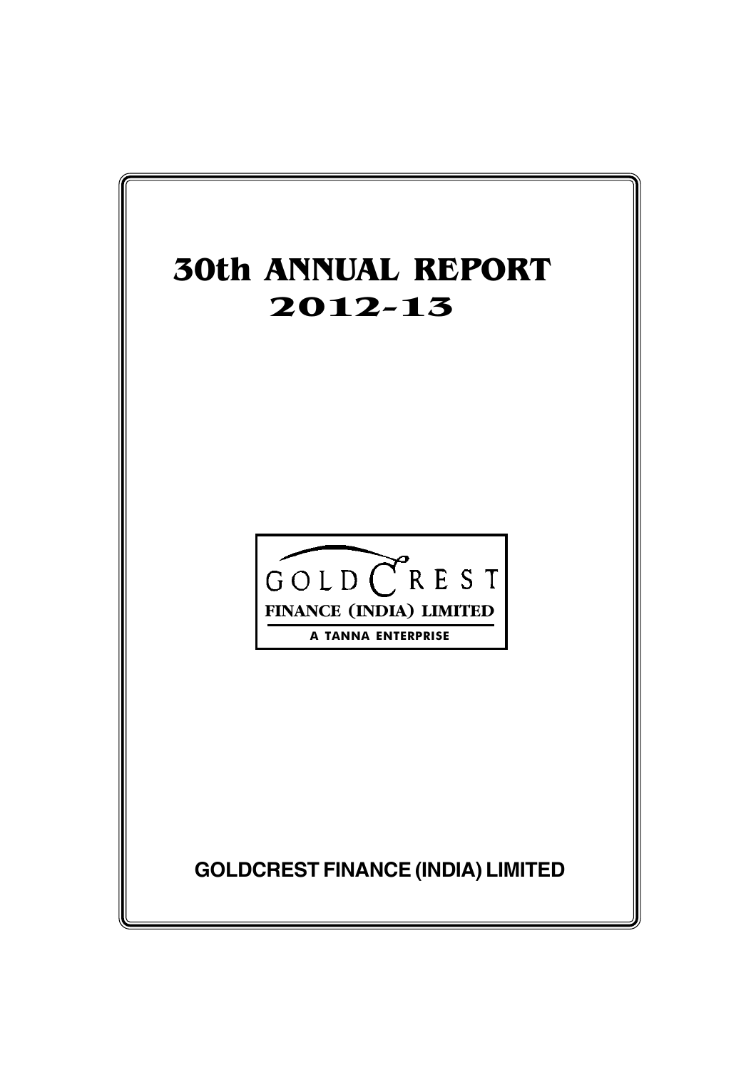# 30th ANNUAL REPORT
## 2012-13

GOLD CREST
FINANCE (INDIA) LIMITED
A TANNA ENTERPRISE

**GOLDCREST FINANCE (INDIA) LIMITED**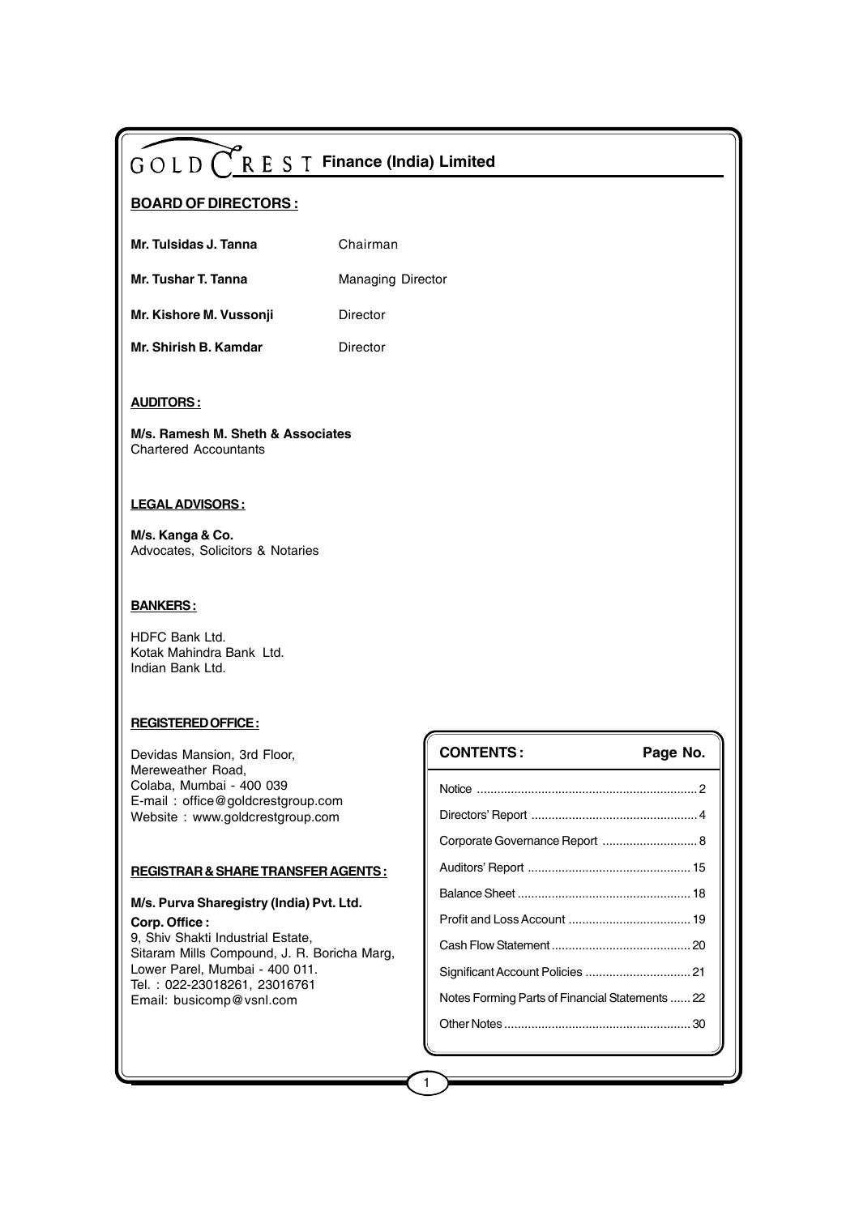# GOLD CREST Finance (India) Limited

## BOARD OF DIRECTORS :

| | |
|---|---|
| **Mr. Tulsidas J. Tanna** | Chairman |
| **Mr. Tushar T. Tanna** | Managing Director |
| **Mr. Kishore M. Vussonji** | Director |
| **Mr. Shirish B. Kamdar** | Director |

## AUDITORS :

**M/s. Ramesh M. Sheth & Associates**
Chartered Accountants

## LEGAL ADVISORS :

**M/s. Kanga & Co.**
Advocates, Solicitors & Notaries

## BANKERS :

HDFC Bank Ltd.
Kotak Mahindra Bank Ltd.
Indian Bank Ltd.

## REGISTERED OFFICE :

Devidas Mansion, 3rd Floor,
Mereweather Road,
Colaba, Mumbai - 400 039
E-mail : office@goldcrestgroup.com
Website : www.goldcrestgroup.com

## REGISTRAR & SHARE TRANSFER AGENTS :

**M/s. Purva Sharegistry (India) Pvt. Ltd.**

**Corp. Office :**
9, Shiv Shakti Industrial Estate,
Sitaram Mills Compound, J. R. Boricha Marg,
Lower Parel, Mumbai - 400 011.
Tel. : 022-23018261, 23016761
Email: busicomp@vsnl.com

| CONTENTS : | Page No. |
|---|---|
| Notice | 2 |
| Directors' Report | 4 |
| Corporate Governance Report | 8 |
| Auditors' Report | 15 |
| Balance Sheet | 18 |
| Profit and Loss Account | 19 |
| Cash Flow Statement | 20 |
| Significant Account Policies | 21 |
| Notes Forming Parts of Financial Statements | 22 |
| Other Notes | 30 |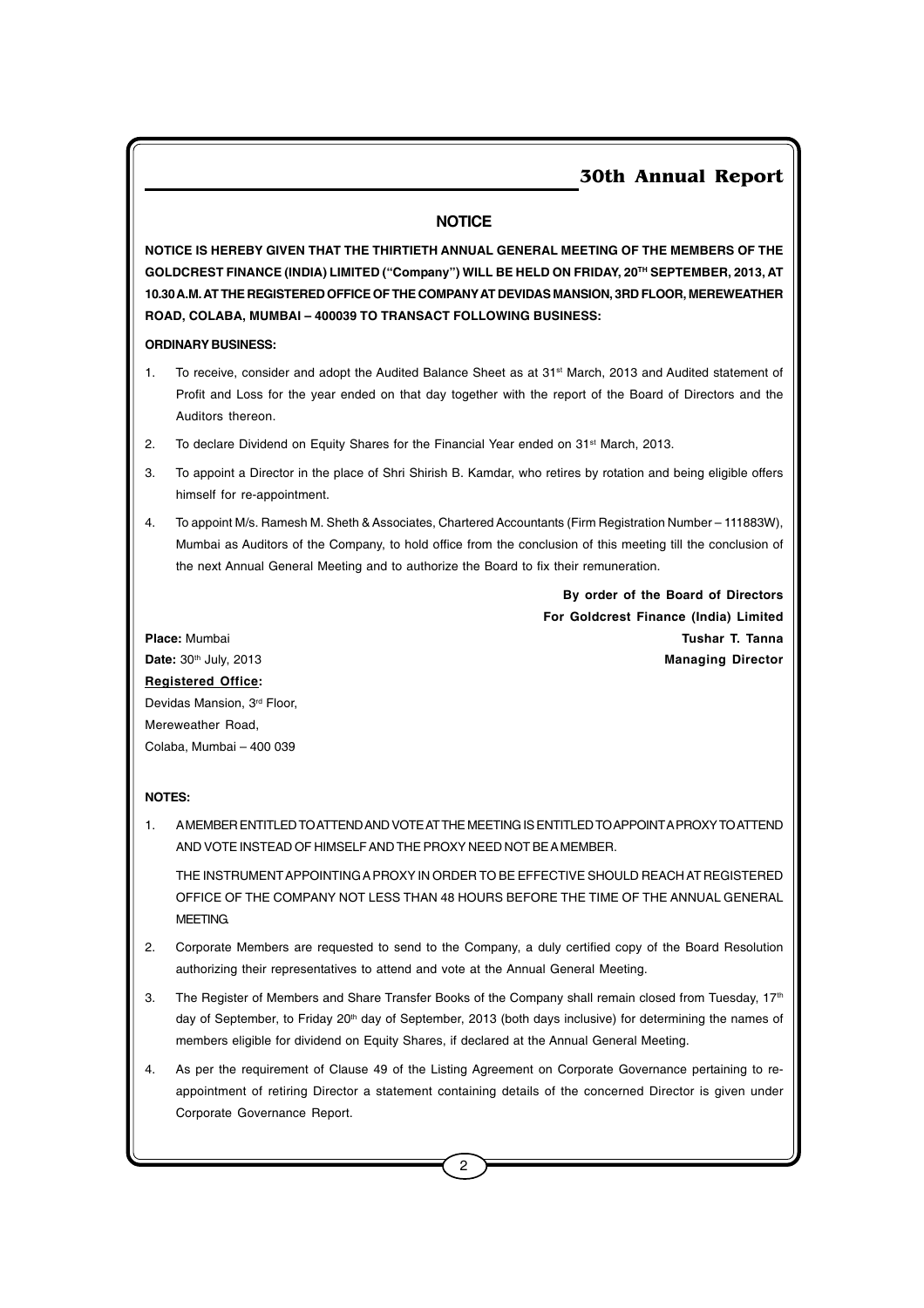## NOTICE

**NOTICE IS HEREBY GIVEN THAT THE THIRTIETH ANNUAL GENERAL MEETING OF THE MEMBERS OF THE GOLDCREST FINANCE (INDIA) LIMITED ("Company") WILL BE HELD ON FRIDAY, 20TH SEPTEMBER, 2013, AT 10.30 A.M. AT THE REGISTERED OFFICE OF THE COMPANY AT DEVIDAS MANSION, 3RD FLOOR, MEREWEATHER ROAD, COLABA, MUMBAI – 400039 TO TRANSACT FOLLOWING BUSINESS:**

**ORDINARY BUSINESS:**

1. To receive, consider and adopt the Audited Balance Sheet as at 31st March, 2013 and Audited statement of Profit and Loss for the year ended on that day together with the report of the Board of Directors and the Auditors thereon.
2. To declare Dividend on Equity Shares for the Financial Year ended on 31st March, 2013.
3. To appoint a Director in the place of Shri Shirish B. Kamdar, who retires by rotation and being eligible offers himself for re-appointment.
4. To appoint M/s. Ramesh M. Sheth & Associates, Chartered Accountants (Firm Registration Number – 111883W), Mumbai as Auditors of the Company, to hold office from the conclusion of this meeting till the conclusion of the next Annual General Meeting and to authorize the Board to fix their remuneration.

**By order of the Board of Directors**
**For Goldcrest Finance (India) Limited**
**Tushar T. Tanna**
**Managing Director**

**Place:** Mumbai
**Date:** 30th July, 2013

**Registered Office:**
Devidas Mansion, 3rd Floor,
Mereweather Road,
Colaba, Mumbai – 400 039

**NOTES:**

1. A MEMBER ENTITLED TO ATTEND AND VOTE AT THE MEETING IS ENTITLED TO APPOINT A PROXY TO ATTEND AND VOTE INSTEAD OF HIMSELF AND THE PROXY NEED NOT BE A MEMBER.

   THE INSTRUMENT APPOINTING A PROXY IN ORDER TO BE EFFECTIVE SHOULD REACH AT REGISTERED OFFICE OF THE COMPANY NOT LESS THAN 48 HOURS BEFORE THE TIME OF THE ANNUAL GENERAL MEETING.
2. Corporate Members are requested to send to the Company, a duly certified copy of the Board Resolution authorizing their representatives to attend and vote at the Annual General Meeting.
3. The Register of Members and Share Transfer Books of the Company shall remain closed from Tuesday, 17th day of September, to Friday 20th day of September, 2013 (both days inclusive) for determining the names of members eligible for dividend on Equity Shares, if declared at the Annual General Meeting.
4. As per the requirement of Clause 49 of the Listing Agreement on Corporate Governance pertaining to re-appointment of retiring Director a statement containing details of the concerned Director is given under Corporate Governance Report.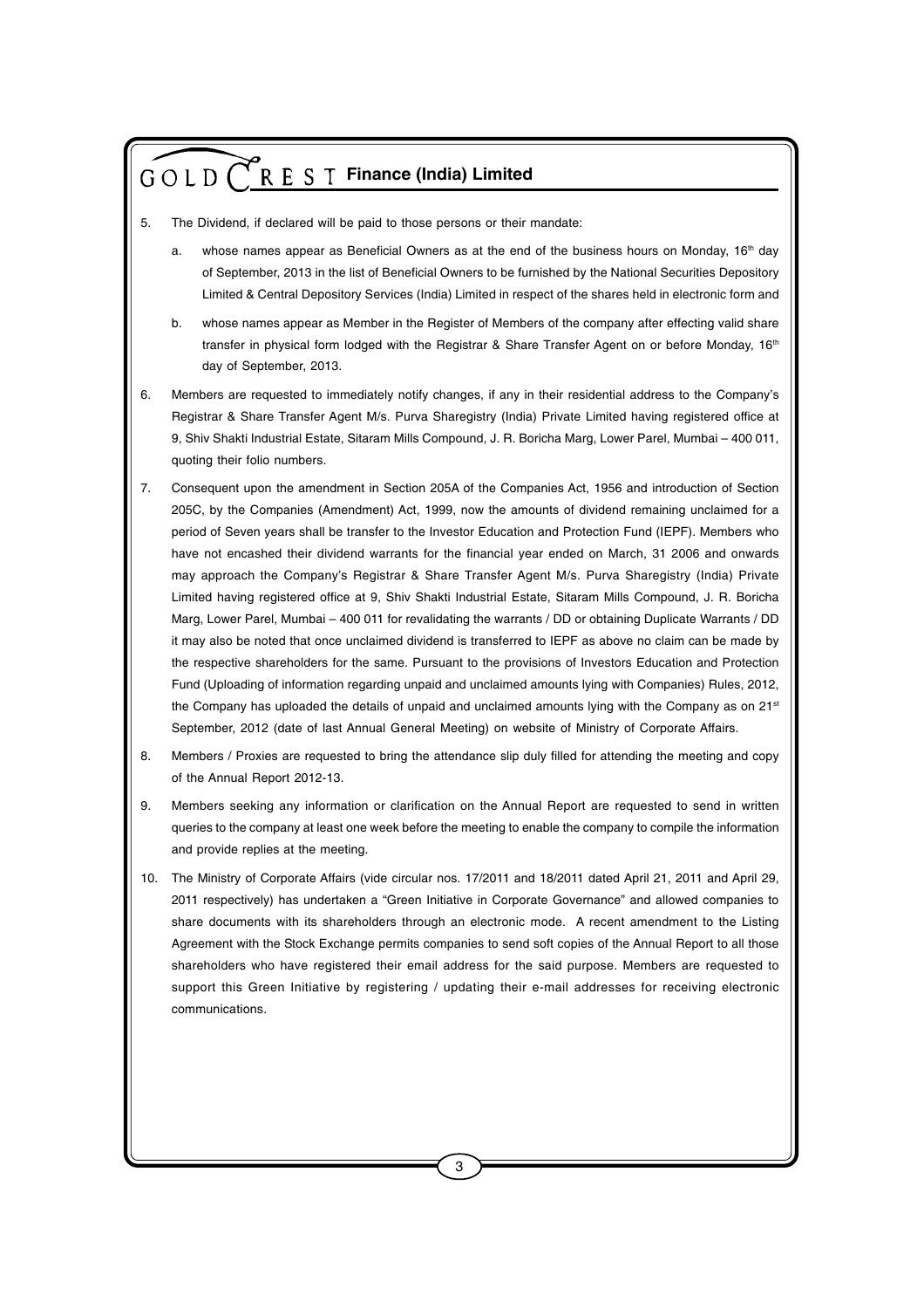5. The Dividend, if declared will be paid to those persons or their mandate:

   a. whose names appear as Beneficial Owners as at the end of the business hours on Monday, 16th day of September, 2013 in the list of Beneficial Owners to be furnished by the National Securities Depository Limited & Central Depository Services (India) Limited in respect of the shares held in electronic form and

   b. whose names appear as Member in the Register of Members of the company after effecting valid share transfer in physical form lodged with the Registrar & Share Transfer Agent on or before Monday, 16th day of September, 2013.

6. Members are requested to immediately notify changes, if any in their residential address to the Company's Registrar & Share Transfer Agent M/s. Purva Sharegistry (India) Private Limited having registered office at 9, Shiv Shakti Industrial Estate, Sitaram Mills Compound, J. R. Boricha Marg, Lower Parel, Mumbai – 400 011, quoting their folio numbers.

7. Consequent upon the amendment in Section 205A of the Companies Act, 1956 and introduction of Section 205C, by the Companies (Amendment) Act, 1999, now the amounts of dividend remaining unclaimed for a period of Seven years shall be transfer to the Investor Education and Protection Fund (IEPF). Members who have not encashed their dividend warrants for the financial year ended on March, 31 2006 and onwards may approach the Company's Registrar & Share Transfer Agent M/s. Purva Sharegistry (India) Private Limited having registered office at 9, Shiv Shakti Industrial Estate, Sitaram Mills Compound, J. R. Boricha Marg, Lower Parel, Mumbai – 400 011 for revalidating the warrants / DD or obtaining Duplicate Warrants / DD it may also be noted that once unclaimed dividend is transferred to IEPF as above no claim can be made by the respective shareholders for the same. Pursuant to the provisions of Investors Education and Protection Fund (Uploading of information regarding unpaid and unclaimed amounts lying with Companies) Rules, 2012, the Company has uploaded the details of unpaid and unclaimed amounts lying with the Company as on 21st September, 2012 (date of last Annual General Meeting) on website of Ministry of Corporate Affairs.

8. Members / Proxies are requested to bring the attendance slip duly filled for attending the meeting and copy of the Annual Report 2012-13.

9. Members seeking any information or clarification on the Annual Report are requested to send in written queries to the company at least one week before the meeting to enable the company to compile the information and provide replies at the meeting.

10. The Ministry of Corporate Affairs (vide circular nos. 17/2011 and 18/2011 dated April 21, 2011 and April 29, 2011 respectively) has undertaken a "Green Initiative in Corporate Governance" and allowed companies to share documents with its shareholders through an electronic mode. A recent amendment to the Listing Agreement with the Stock Exchange permits companies to send soft copies of the Annual Report to all those shareholders who have registered their email address for the said purpose. Members are requested to support this Green Initiative by registering / updating their e-mail addresses for receiving electronic communications.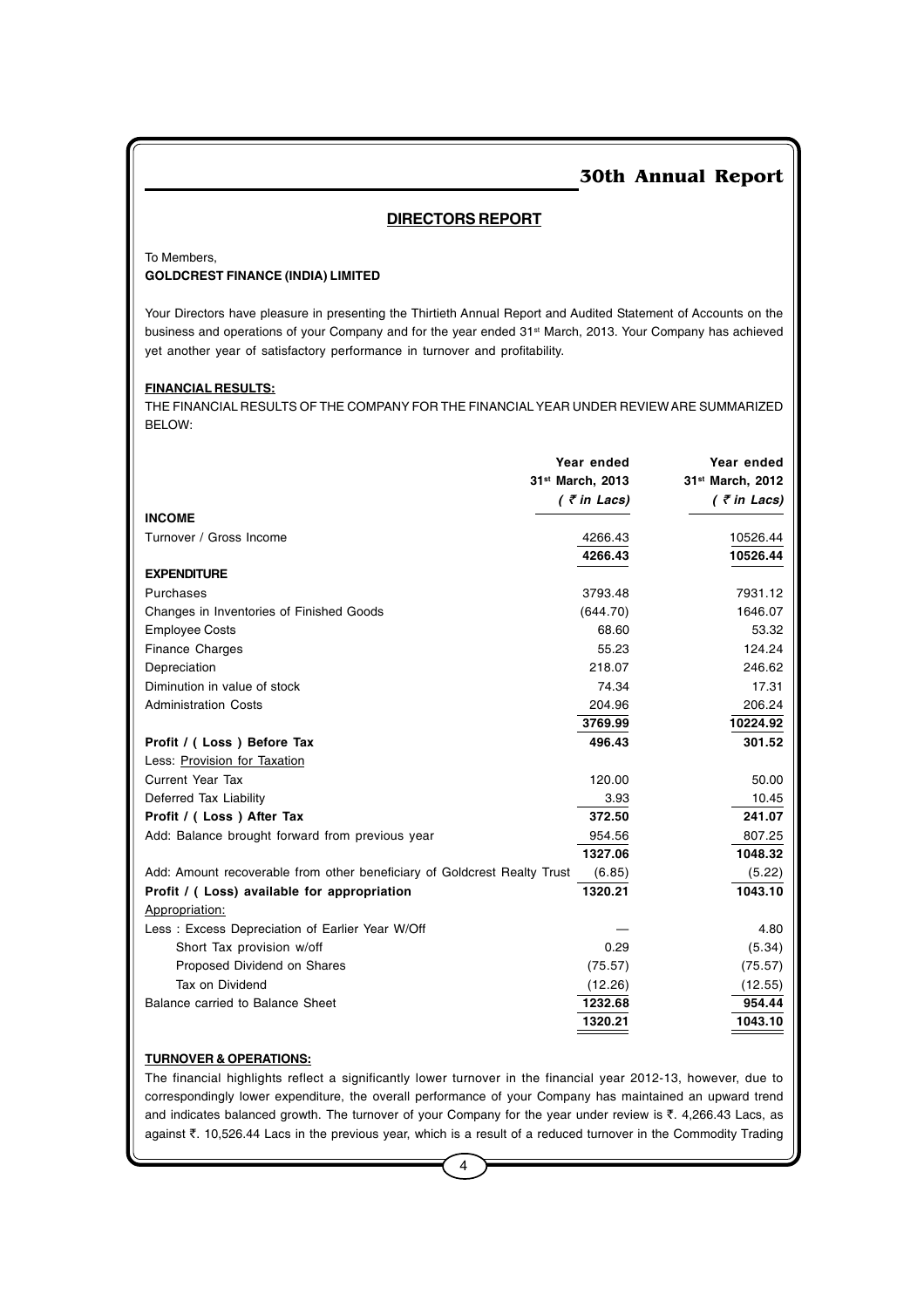## DIRECTORS REPORT

To Members,
**GOLDCREST FINANCE (INDIA) LIMITED**

Your Directors have pleasure in presenting the Thirtieth Annual Report and Audited Statement of Accounts on the business and operations of your Company and for the year ended 31st March, 2013. Your Company has achieved yet another year of satisfactory performance in turnover and profitability.

**FINANCIAL RESULTS:**

THE FINANCIAL RESULTS OF THE COMPANY FOR THE FINANCIAL YEAR UNDER REVIEW ARE SUMMARIZED BELOW:

| | Year ended 31st March, 2013 *( ₹ in Lacs)* | Year ended 31st March, 2012 *( ₹ in Lacs)* |
|---|---|---|
| **INCOME** | | |
| Turnover / Gross Income | 4266.43 | 10526.44 |
| | **4266.43** | **10526.44** |
| **EXPENDITURE** | | |
| Purchases | 3793.48 | 7931.12 |
| Changes in Inventories of Finished Goods | (644.70) | 1646.07 |
| Employee Costs | 68.60 | 53.32 |
| Finance Charges | 55.23 | 124.24 |
| Depreciation | 218.07 | 246.62 |
| Diminution in value of stock | 74.34 | 17.31 |
| Administration Costs | 204.96 | 206.24 |
| | **3769.99** | **10224.92** |
| **Profit / ( Loss ) Before Tax** | **496.43** | **301.52** |
| Less: Provision for Taxation | | |
| Current Year Tax | 120.00 | 50.00 |
| Deferred Tax Liability | 3.93 | 10.45 |
| **Profit / ( Loss ) After Tax** | **372.50** | **241.07** |
| Add: Balance brought forward from previous year | 954.56 | 807.25 |
| | **1327.06** | **1048.32** |
| Add: Amount recoverable from other beneficiary of Goldcrest Realty Trust | (6.85) | (5.22) |
| **Profit / ( Loss) available for appropriation** | **1320.21** | **1043.10** |
| Appropriation: | | |
| Less : Excess Depreciation of Earlier Year W/Off | — | 4.80 |
| Short Tax provision w/off | 0.29 | (5.34) |
| Proposed Dividend on Shares | (75.57) | (75.57) |
| Tax on Dividend | (12.26) | (12.55) |
| Balance carried to Balance Sheet | **1232.68** | **954.44** |
| | **1320.21** | **1043.10** |

**TURNOVER & OPERATIONS:**

The financial highlights reflect a significantly lower turnover in the financial year 2012-13, however, due to correspondingly lower expenditure, the overall performance of your Company has maintained an upward trend and indicates balanced growth. The turnover of your Company for the year under review is ₹. 4,266.43 Lacs, as against ₹. 10,526.44 Lacs in the previous year, which is a result of a reduced turnover in the Commodity Trading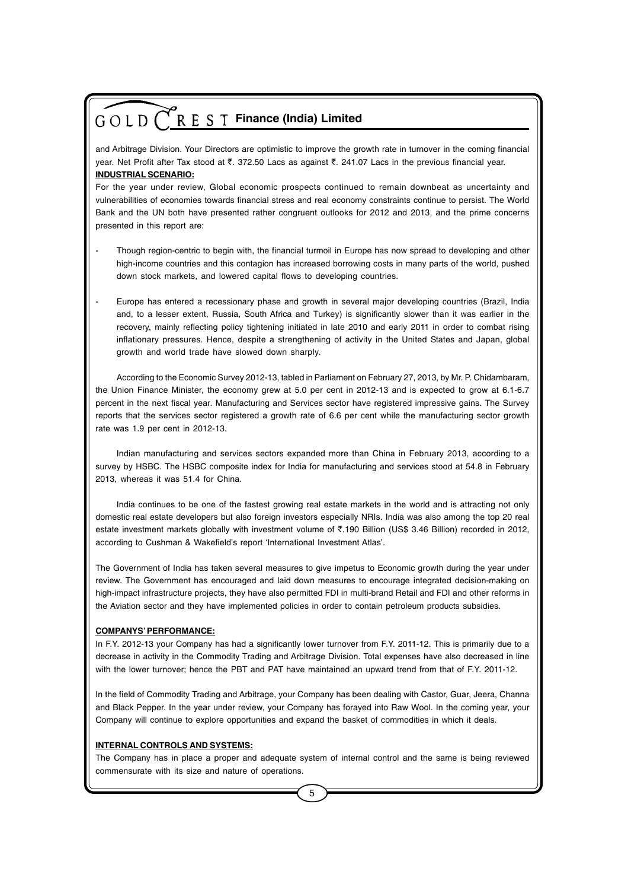and Arbitrage Division. Your Directors are optimistic to improve the growth rate in turnover in the coming financial year. Net Profit after Tax stood at ₹. 372.50 Lacs as against ₹. 241.07 Lacs in the previous financial year.

**INDUSTRIAL SCENARIO:**

For the year under review, Global economic prospects continued to remain downbeat as uncertainty and vulnerabilities of economies towards financial stress and real economy constraints continue to persist. The World Bank and the UN both have presented rather congruent outlooks for 2012 and 2013, and the prime concerns presented in this report are:

- Though region-centric to begin with, the financial turmoil in Europe has now spread to developing and other high-income countries and this contagion has increased borrowing costs in many parts of the world, pushed down stock markets, and lowered capital flows to developing countries.

- Europe has entered a recessionary phase and growth in several major developing countries (Brazil, India and, to a lesser extent, Russia, South Africa and Turkey) is significantly slower than it was earlier in the recovery, mainly reflecting policy tightening initiated in late 2010 and early 2011 in order to combat rising inflationary pressures. Hence, despite a strengthening of activity in the United States and Japan, global growth and world trade have slowed down sharply.

According to the Economic Survey 2012-13, tabled in Parliament on February 27, 2013, by Mr. P. Chidambaram, the Union Finance Minister, the economy grew at 5.0 per cent in 2012-13 and is expected to grow at 6.1-6.7 percent in the next fiscal year. Manufacturing and Services sector have registered impressive gains. The Survey reports that the services sector registered a growth rate of 6.6 per cent while the manufacturing sector growth rate was 1.9 per cent in 2012-13.

Indian manufacturing and services sectors expanded more than China in February 2013, according to a survey by HSBC. The HSBC composite index for India for manufacturing and services stood at 54.8 in February 2013, whereas it was 51.4 for China.

India continues to be one of the fastest growing real estate markets in the world and is attracting not only domestic real estate developers but also foreign investors especially NRIs. India was also among the top 20 real estate investment markets globally with investment volume of ₹.190 Billion (US$ 3.46 Billion) recorded in 2012, according to Cushman & Wakefield's report 'International Investment Atlas'.

The Government of India has taken several measures to give impetus to Economic growth during the year under review. The Government has encouraged and laid down measures to encourage integrated decision-making on high-impact infrastructure projects, they have also permitted FDI in multi-brand Retail and FDI and other reforms in the Aviation sector and they have implemented policies in order to contain petroleum products subsidies.

**COMPANYS' PERFORMANCE:**

In F.Y. 2012-13 your Company has had a significantly lower turnover from F.Y. 2011-12. This is primarily due to a decrease in activity in the Commodity Trading and Arbitrage Division. Total expenses have also decreased in line with the lower turnover; hence the PBT and PAT have maintained an upward trend from that of F.Y. 2011-12.

In the field of Commodity Trading and Arbitrage, your Company has been dealing with Castor, Guar, Jeera, Channa and Black Pepper. In the year under review, your Company has forayed into Raw Wool. In the coming year, your Company will continue to explore opportunities and expand the basket of commodities in which it deals.

**INTERNAL CONTROLS AND SYSTEMS:**

The Company has in place a proper and adequate system of internal control and the same is being reviewed commensurate with its size and nature of operations.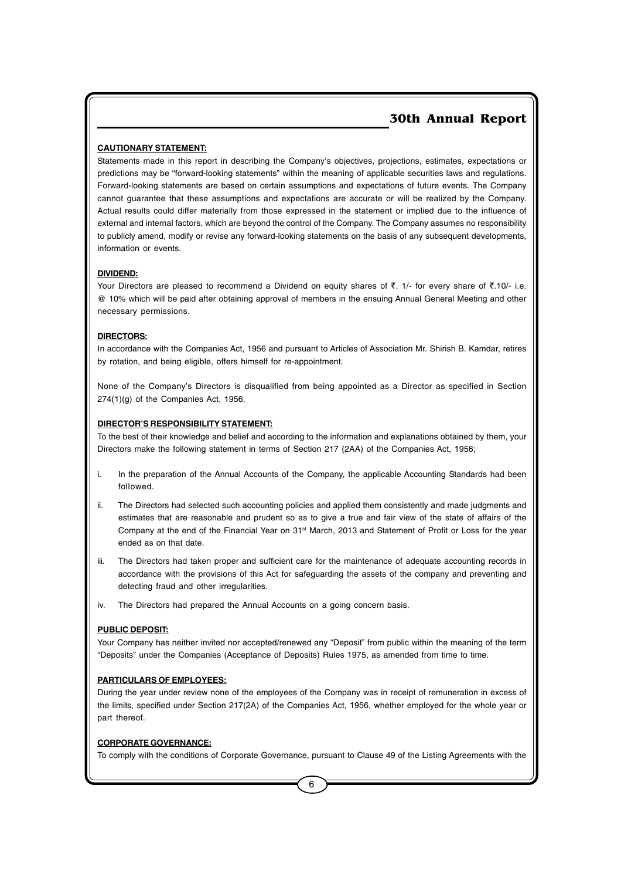**CAUTIONARY STATEMENT:**

Statements made in this report in describing the Company's objectives, projections, estimates, expectations or predictions may be "forward-looking statements" within the meaning of applicable securities laws and regulations. Forward-looking statements are based on certain assumptions and expectations of future events. The Company cannot guarantee that these assumptions and expectations are accurate or will be realized by the Company. Actual results could differ materially from those expressed in the statement or implied due to the influence of external and internal factors, which are beyond the control of the Company. The Company assumes no responsibility to publicly amend, modify or revise any forward-looking statements on the basis of any subsequent developments, information or events.

**DIVIDEND:**

Your Directors are pleased to recommend a Dividend on equity shares of ₹. 1/- for every share of ₹.10/- i.e. @ 10% which will be paid after obtaining approval of members in the ensuing Annual General Meeting and other necessary permissions.

**DIRECTORS:**

In accordance with the Companies Act, 1956 and pursuant to Articles of Association Mr. Shirish B. Kamdar, retires by rotation, and being eligible, offers himself for re-appointment.

None of the Company's Directors is disqualified from being appointed as a Director as specified in Section 274(1)(g) of the Companies Act, 1956.

**DIRECTOR'S RESPONSIBILITY STATEMENT:**

To the best of their knowledge and belief and according to the information and explanations obtained by them, your Directors make the following statement in terms of Section 217 (2AA) of the Companies Act, 1956;

i. In the preparation of the Annual Accounts of the Company, the applicable Accounting Standards had been followed.

ii. The Directors had selected such accounting policies and applied them consistently and made judgments and estimates that are reasonable and prudent so as to give a true and fair view of the state of affairs of the Company at the end of the Financial Year on 31st March, 2013 and Statement of Profit or Loss for the year ended as on that date.

iii. The Directors had taken proper and sufficient care for the maintenance of adequate accounting records in accordance with the provisions of this Act for safeguarding the assets of the company and preventing and detecting fraud and other irregularities.

iv. The Directors had prepared the Annual Accounts on a going concern basis.

**PUBLIC DEPOSIT:**

Your Company has neither invited nor accepted/renewed any "Deposit" from public within the meaning of the term "Deposits" under the Companies (Acceptance of Deposits) Rules 1975, as amended from time to time.

**PARTICULARS OF EMPLOYEES:**

During the year under review none of the employees of the Company was in receipt of remuneration in excess of the limits, specified under Section 217(2A) of the Companies Act, 1956, whether employed for the whole year or part thereof.

**CORPORATE GOVERNANCE:**

To comply with the conditions of Corporate Governance, pursuant to Clause 49 of the Listing Agreements with the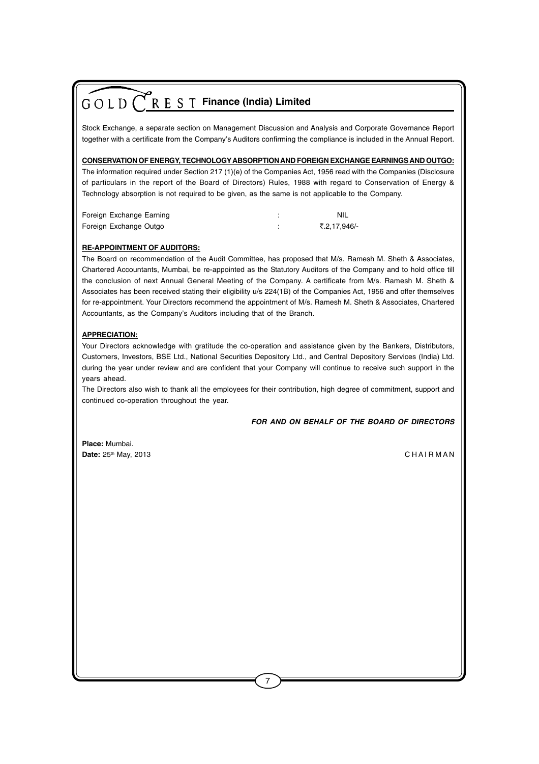Stock Exchange, a separate section on Management Discussion and Analysis and Corporate Governance Report together with a certificate from the Company's Auditors confirming the compliance is included in the Annual Report.

**CONSERVATION OF ENERGY, TECHNOLOGY ABSORPTION AND FOREIGN EXCHANGE EARNINGS AND OUTGO:**

The information required under Section 217 (1)(e) of the Companies Act, 1956 read with the Companies (Disclosure of particulars in the report of the Board of Directors) Rules, 1988 with regard to Conservation of Energy & Technology absorption is not required to be given, as the same is not applicable to the Company.

| | | |
|---|---|---|
| Foreign Exchange Earning | : | NIL |
| Foreign Exchange Outgo | : | ₹.2,17,946/- |

**RE-APPOINTMENT OF AUDITORS:**

The Board on recommendation of the Audit Committee, has proposed that M/s. Ramesh M. Sheth & Associates, Chartered Accountants, Mumbai, be re-appointed as the Statutory Auditors of the Company and to hold office till the conclusion of next Annual General Meeting of the Company. A certificate from M/s. Ramesh M. Sheth & Associates has been received stating their eligibility u/s 224(1B) of the Companies Act, 1956 and offer themselves for re-appointment. Your Directors recommend the appointment of M/s. Ramesh M. Sheth & Associates, Chartered Accountants, as the Company's Auditors including that of the Branch.

**APPRECIATION:**

Your Directors acknowledge with gratitude the co-operation and assistance given by the Bankers, Distributors, Customers, Investors, BSE Ltd., National Securities Depository Ltd., and Central Depository Services (India) Ltd. during the year under review and are confident that your Company will continue to receive such support in the years ahead.

The Directors also wish to thank all the employees for their contribution, high degree of commitment, support and continued co-operation throughout the year.

***FOR AND ON BEHALF OF THE BOARD OF DIRECTORS***

**Place:** Mumbai.
**Date:** 25th May, 2013

CHAIRMAN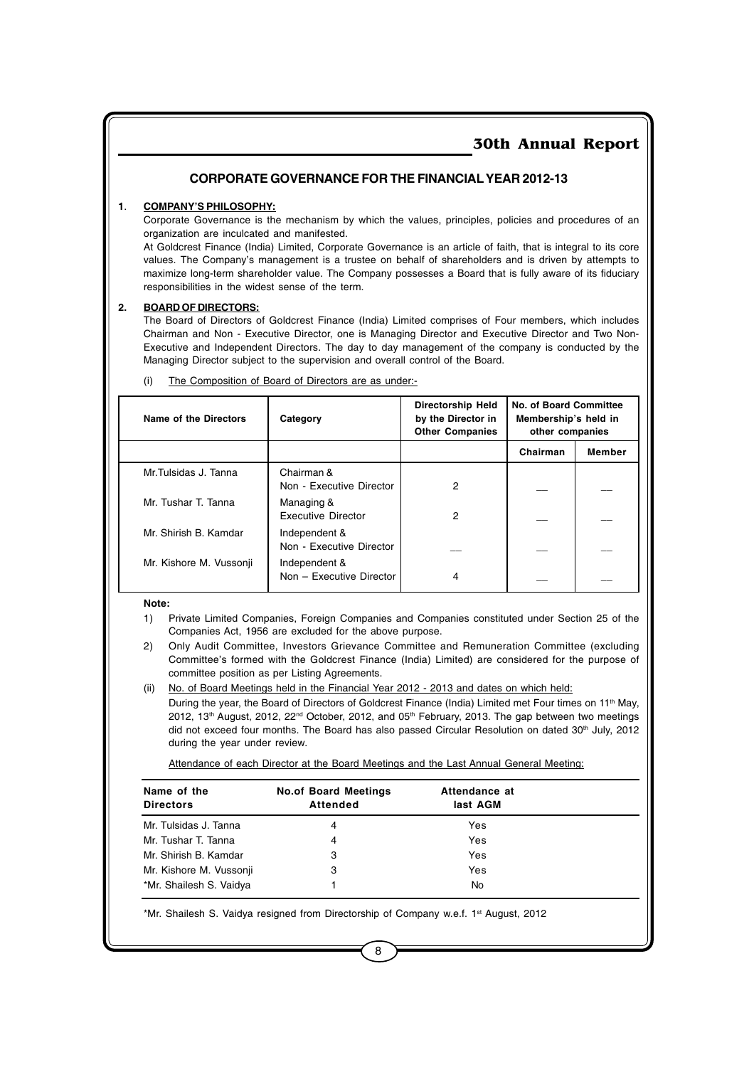## CORPORATE GOVERNANCE FOR THE FINANCIAL YEAR 2012-13

### 1. COMPANY'S PHILOSOPHY:

Corporate Governance is the mechanism by which the values, principles, policies and procedures of an organization are inculcated and manifested.

At Goldcrest Finance (India) Limited, Corporate Governance is an article of faith, that is integral to its core values. The Company's management is a trustee on behalf of shareholders and is driven by attempts to maximize long-term shareholder value. The Company possesses a Board that is fully aware of its fiduciary responsibilities in the widest sense of the term.

### 2. BOARD OF DIRECTORS:

The Board of Directors of Goldcrest Finance (India) Limited comprises of Four members, which includes Chairman and Non - Executive Director, one is Managing Director and Executive Director and Two Non-Executive and Independent Directors. The day to day management of the company is conducted by the Managing Director subject to the supervision and overall control of the Board.

(i) The Composition of Board of Directors are as under:-

| Name of the Directors | Category | Directorship Held by the Director in Other Companies | No. of Board Committee Membership's held in other companies | |
|---|---|---|---|---|
| | | | Chairman | Member |
| Mr.Tulsidas J. Tanna | Chairman & Non - Executive Director | 2 | __ | __ |
| Mr. Tushar T. Tanna | Managing & Executive Director | 2 | __ | __ |
| Mr. Shirish B. Kamdar | Independent & Non - Executive Director | __ | __ | __ |
| Mr. Kishore M. Vussonji | Independent & Non – Executive Director | 4 | __ | __ |

**Note:**

1) Private Limited Companies, Foreign Companies and Companies constituted under Section 25 of the Companies Act, 1956 are excluded for the above purpose.

2) Only Audit Committee, Investors Grievance Committee and Remuneration Committee (excluding Committee's formed with the Goldcrest Finance (India) Limited) are considered for the purpose of committee position as per Listing Agreements.

(ii) No. of Board Meetings held in the Financial Year 2012 - 2013 and dates on which held:

During the year, the Board of Directors of Goldcrest Finance (India) Limited met Four times on 11th May, 2012, 13th August, 2012, 22nd October, 2012, and 05th February, 2013. The gap between two meetings did not exceed four months. The Board has also passed Circular Resolution on dated 30th July, 2012 during the year under review.

Attendance of each Director at the Board Meetings and the Last Annual General Meeting:

| Name of the Directors | No.of Board Meetings Attended | Attendance at last AGM |
|---|---|---|
| Mr. Tulsidas J. Tanna | 4 | Yes |
| Mr. Tushar T. Tanna | 4 | Yes |
| Mr. Shirish B. Kamdar | 3 | Yes |
| Mr. Kishore M. Vussonji | 3 | Yes |
| *Mr. Shailesh S. Vaidya | 1 | No |

*Mr. Shailesh S. Vaidya resigned from Directorship of Company w.e.f. 1st August, 2012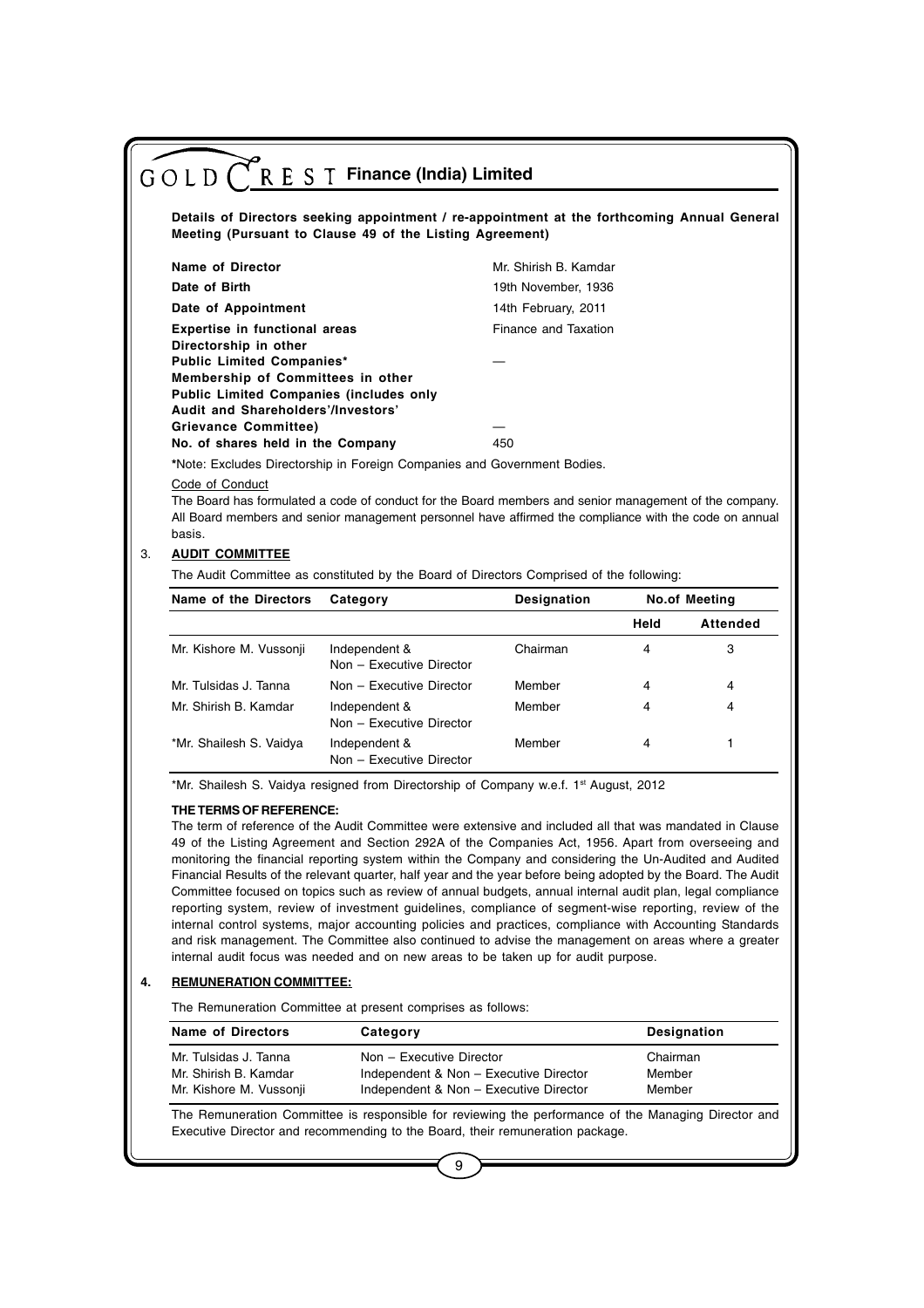**Details of Directors seeking appointment / re-appointment at the forthcoming Annual General Meeting (Pursuant to Clause 49 of the Listing Agreement)**

| | |
|---|---|
| **Name of Director** | Mr. Shirish B. Kamdar |
| **Date of Birth** | 19th November, 1936 |
| **Date of Appointment** | 14th February, 2011 |
| **Expertise in functional areas** | Finance and Taxation |
| **Directorship in other Public Limited Companies*** | — |
| **Membership of Committees in other Public Limited Companies (includes only Audit and Shareholders'/Investors' Grievance Committee)** | — |
| **No. of shares held in the Company** | 450 |

***Note:** Excludes Directorship in Foreign Companies and Government Bodies.

Code of Conduct

The Board has formulated a code of conduct for the Board members and senior management of the company. All Board members and senior management personnel have affirmed the compliance with the code on annual basis.

## 3. AUDIT COMMITTEE

The Audit Committee as constituted by the Board of Directors Comprised of the following:

| Name of the Directors | Category | Designation | No.of Meeting | |
|---|---|---|---|---|
| | | | Held | Attended |
| Mr. Kishore M. Vussonji | Independent & Non – Executive Director | Chairman | 4 | 3 |
| Mr. Tulsidas J. Tanna | Non – Executive Director | Member | 4 | 4 |
| Mr. Shirish B. Kamdar | Independent & Non – Executive Director | Member | 4 | 4 |
| *Mr. Shailesh S. Vaidya | Independent & Non – Executive Director | Member | 4 | 1 |

*Mr. Shailesh S. Vaidya resigned from Directorship of Company w.e.f. 1st August, 2012

**THE TERMS OF REFERENCE:**

The term of reference of the Audit Committee were extensive and included all that was mandated in Clause 49 of the Listing Agreement and Section 292A of the Companies Act, 1956. Apart from overseeing and monitoring the financial reporting system within the Company and considering the Un-Audited and Audited Financial Results of the relevant quarter, half year and the year before being adopted by the Board. The Audit Committee focused on topics such as review of annual budgets, annual internal audit plan, legal compliance reporting system, review of investment guidelines, compliance of segment-wise reporting, review of the internal control systems, major accounting policies and practices, compliance with Accounting Standards and risk management. The Committee also continued to advise the management on areas where a greater internal audit focus was needed and on new areas to be taken up for audit purpose.

## 4. REMUNERATION COMMITTEE:

The Remuneration Committee at present comprises as follows:

| Name of Directors | Category | Designation |
|---|---|---|
| Mr. Tulsidas J. Tanna | Non – Executive Director | Chairman |
| Mr. Shirish B. Kamdar | Independent & Non – Executive Director | Member |
| Mr. Kishore M. Vussonji | Independent & Non – Executive Director | Member |

The Remuneration Committee is responsible for reviewing the performance of the Managing Director and Executive Director and recommending to the Board, their remuneration package.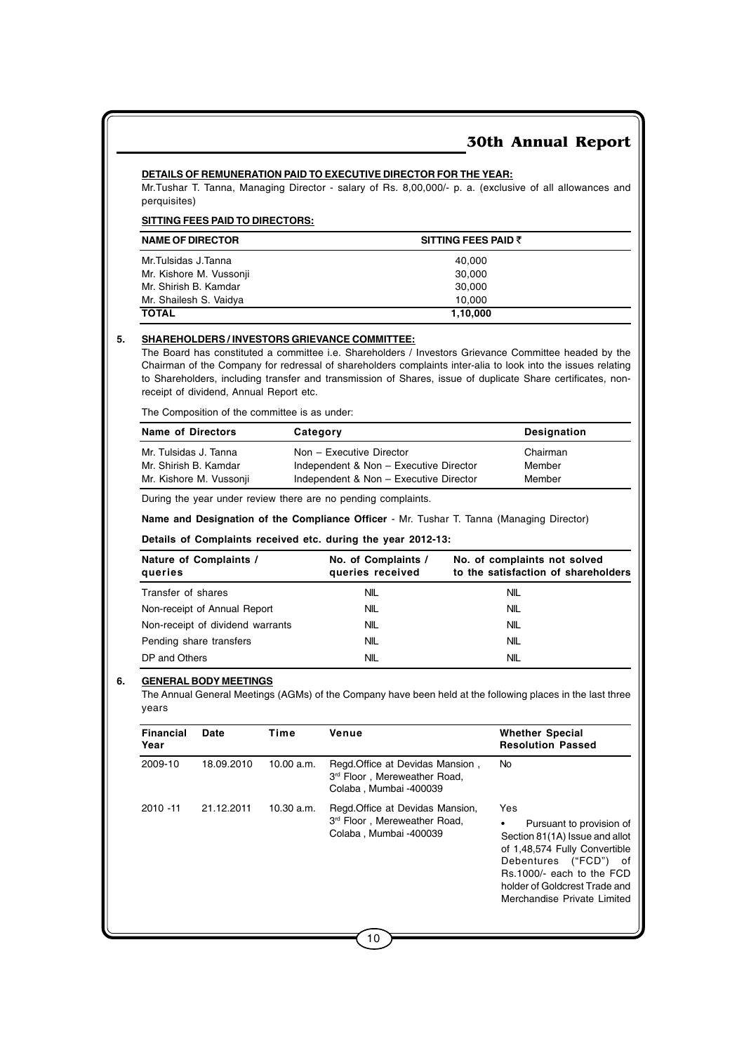**DETAILS OF REMUNERATION PAID TO EXECUTIVE DIRECTOR FOR THE YEAR:**

Mr.Tushar T. Tanna, Managing Director - salary of Rs. 8,00,000/- p. a. (exclusive of all allowances and perquisites)

**SITTING FEES PAID TO DIRECTORS:**

| NAME OF DIRECTOR | SITTING FEES PAID ₹ |
|---|---|
| Mr.Tulsidas J.Tanna | 40,000 |
| Mr. Kishore M. Vussonji | 30,000 |
| Mr. Shirish B. Kamdar | 30,000 |
| Mr. Shailesh S. Vaidya | 10,000 |
| **TOTAL** | **1,10,000** |

**5. SHAREHOLDERS / INVESTORS GRIEVANCE COMMITTEE:**

The Board has constituted a committee i.e. Shareholders / Investors Grievance Committee headed by the Chairman of the Company for redressal of shareholders complaints inter-alia to look into the issues relating to Shareholders, including transfer and transmission of Shares, issue of duplicate Share certificates, non-receipt of dividend, Annual Report etc.

The Composition of the committee is as under:

| Name of Directors | Category | Designation |
|---|---|---|
| Mr. Tulsidas J. Tanna | Non – Executive Director | Chairman |
| Mr. Shirish B. Kamdar | Independent & Non – Executive Director | Member |
| Mr. Kishore M. Vussonji | Independent & Non – Executive Director | Member |

During the year under review there are no pending complaints.

**Name and Designation of the Compliance Officer** - Mr. Tushar T. Tanna (Managing Director)

**Details of Complaints received etc. during the year 2012-13:**

| Nature of Complaints / queries | No. of Complaints / queries received | No. of complaints not solved to the satisfaction of shareholders |
|---|---|---|
| Transfer of shares | NIL | NIL |
| Non-receipt of Annual Report | NIL | NIL |
| Non-receipt of dividend warrants | NIL | NIL |
| Pending share transfers | NIL | NIL |
| DP and Others | NIL | NIL |

**6. GENERAL BODY MEETINGS**

The Annual General Meetings (AGMs) of the Company have been held at the following places in the last three years

| Financial Year | Date | Time | Venue | Whether Special Resolution Passed |
|---|---|---|---|---|
| 2009-10 | 18.09.2010 | 10.00 a.m. | Regd.Office at Devidas Mansion, 3rd Floor, Mereweather Road, Colaba, Mumbai -400039 | No |
| 2010 -11 | 21.12.2011 | 10.30 a.m. | Regd.Office at Devidas Mansion, 3rd Floor, Mereweather Road, Colaba, Mumbai -400039 | Yes<br>• Pursuant to provision of Section 81(1A) Issue and allot of 1,48,574 Fully Convertible Debentures ("FCD") of Rs.1000/- each to the FCD holder of Goldcrest Trade and Merchandise Private Limited |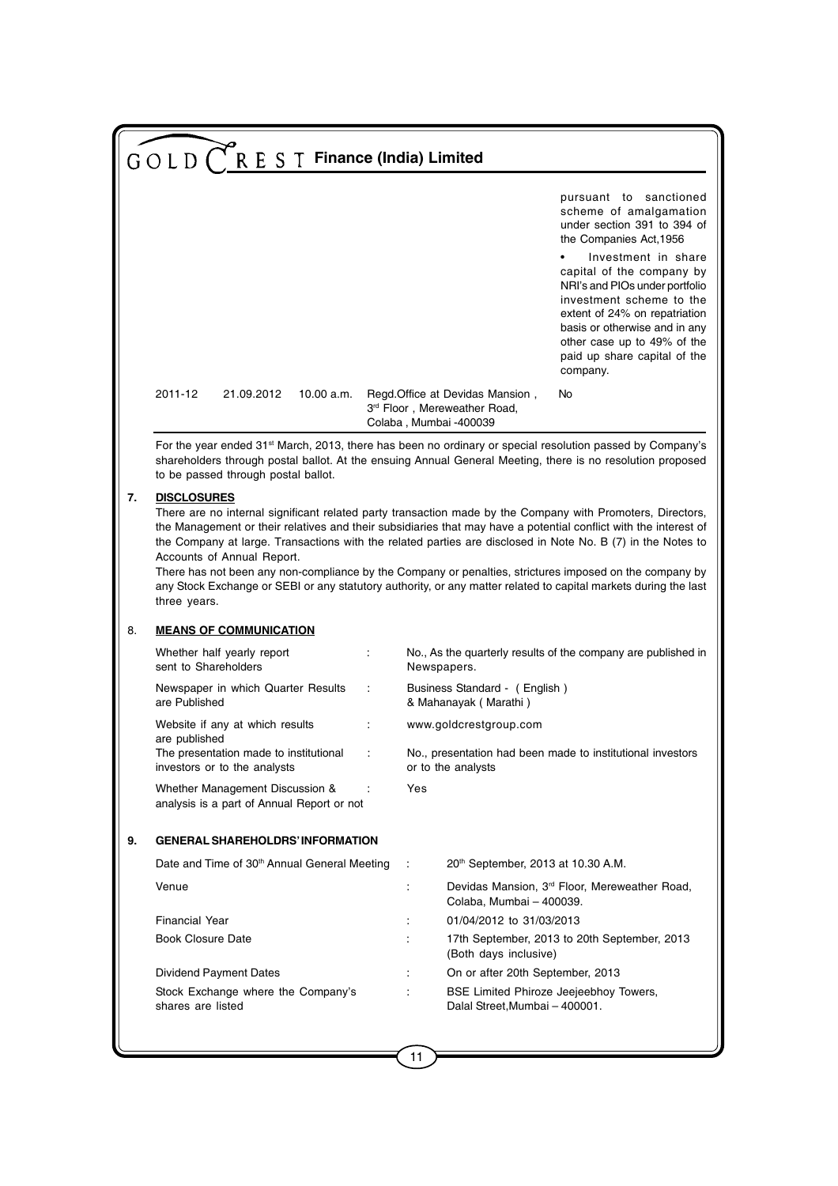| | | | | pursuant to sanctioned scheme of amalgamation under section 391 to 394 of the Companies Act,1956<br>• Investment in share capital of the company by NRI's and PIOs under portfolio investment scheme to the extent of 24% on repatriation basis or otherwise and in any other case up to 49% of the paid up share capital of the company. |
|---|---|---|---|---|
| 2011-12 | 21.09.2012 | 10.00 a.m. | Regd.Office at Devidas Mansion, 3rd Floor, Mereweather Road, Colaba, Mumbai -400039 | No |

For the year ended 31st March, 2013, there has been no ordinary or special resolution passed by Company's shareholders through postal ballot. At the ensuing Annual General Meeting, there is no resolution proposed to be passed through postal ballot.

**7. DISCLOSURES**

There are no internal significant related party transaction made by the Company with Promoters, Directors, the Management or their relatives and their subsidiaries that may have a potential conflict with the interest of the Company at large. Transactions with the related parties are disclosed in Note No. B (7) in the Notes to Accounts of Annual Report.

There has not been any non-compliance by the Company or penalties, strictures imposed on the company by any Stock Exchange or SEBI or any statutory authority, or any matter related to capital markets during the last three years.

**8. MEANS OF COMMUNICATION**

| | | |
|---|---|---|
| Whether half yearly report sent to Shareholders | : | No., As the quarterly results of the company are published in Newspapers. |
| Newspaper in which Quarter Results are Published | : | Business Standard - ( English ) & Mahanayak ( Marathi ) |
| Website if any at which results are published | : | www.goldcrestgroup.com |
| The presentation made to institutional investors or to the analysts | : | No., presentation had been made to institutional investors or to the analysts |
| Whether Management Discussion & analysis is a part of Annual Report or not | : | Yes |

**9. GENERAL SHAREHOLDRS' INFORMATION**

| | | |
|---|---|---|
| Date and Time of 30th Annual General Meeting | : | 20th September, 2013 at 10.30 A.M. |
| Venue | : | Devidas Mansion, 3rd Floor, Mereweather Road, Colaba, Mumbai – 400039. |
| Financial Year | : | 01/04/2012 to 31/03/2013 |
| Book Closure Date | : | 17th September, 2013 to 20th September, 2013 (Both days inclusive) |
| Dividend Payment Dates | : | On or after 20th September, 2013 |
| Stock Exchange where the Company's shares are listed | : | BSE Limited Phiroze Jeejeebhoy Towers, Dalal Street,Mumbai – 400001. |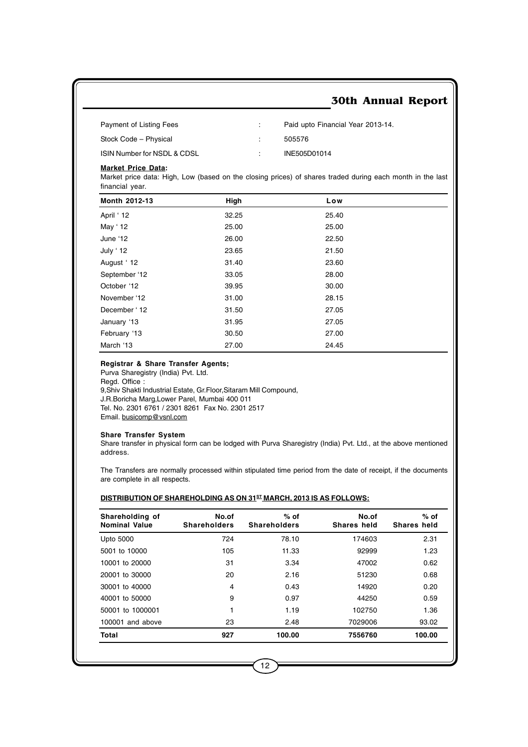| | | |
|---|---|---|
| Payment of Listing Fees | : | Paid upto Financial Year 2013-14. |
| Stock Code – Physical | : | 505576 |
| ISIN Number for NSDL & CDSL | : | INE505D01014 |

**Market Price Data:**

Market price data: High, Low (based on the closing prices) of shares traded during each month in the last financial year.

| Month 2012-13 | High | Low |
|---|---|---|
| April ' 12 | 32.25 | 25.40 |
| May ' 12 | 25.00 | 25.00 |
| June '12 | 26.00 | 22.50 |
| July ' 12 | 23.65 | 21.50 |
| August ' 12 | 31.40 | 23.60 |
| September '12 | 33.05 | 28.00 |
| October '12 | 39.95 | 30.00 |
| November '12 | 31.00 | 28.15 |
| December ' 12 | 31.50 | 27.05 |
| January '13 | 31.95 | 27.05 |
| February '13 | 30.50 | 27.00 |
| March '13 | 27.00 | 24.45 |

**Registrar & Share Transfer Agents;**

Purva Sharegistry (India) Pvt. Ltd.
Regd. Office :
9,Shiv Shakti Industrial Estate, Gr.Floor,Sitaram Mill Compound,
J.R.Boricha Marg,Lower Parel, Mumbai 400 011
Tel. No. 2301 6761 / 2301 8261 Fax No. 2301 2517
Email. busicomp@vsnl.com

**Share Transfer System**

Share transfer in physical form can be lodged with Purva Sharegistry (India) Pvt. Ltd., at the above mentioned address.

The Transfers are normally processed within stipulated time period from the date of receipt, if the documents are complete in all respects.

**DISTRIBUTION OF SHAREHOLDING AS ON 31ST MARCH, 2013 IS AS FOLLOWS:**

| Shareholding of Nominal Value | No.of Shareholders | % of Shareholders | No.of Shares held | % of Shares held |
|---|---|---|---|---|
| Upto 5000 | 724 | 78.10 | 174603 | 2.31 |
| 5001 to 10000 | 105 | 11.33 | 92999 | 1.23 |
| 10001 to 20000 | 31 | 3.34 | 47002 | 0.62 |
| 20001 to 30000 | 20 | 2.16 | 51230 | 0.68 |
| 30001 to 40000 | 4 | 0.43 | 14920 | 0.20 |
| 40001 to 50000 | 9 | 0.97 | 44250 | 0.59 |
| 50001 to 1000001 | 1 | 1.19 | 102750 | 1.36 |
| 100001 and above | 23 | 2.48 | 7029006 | 93.02 |
| **Total** | **927** | **100.00** | **7556760** | **100.00** |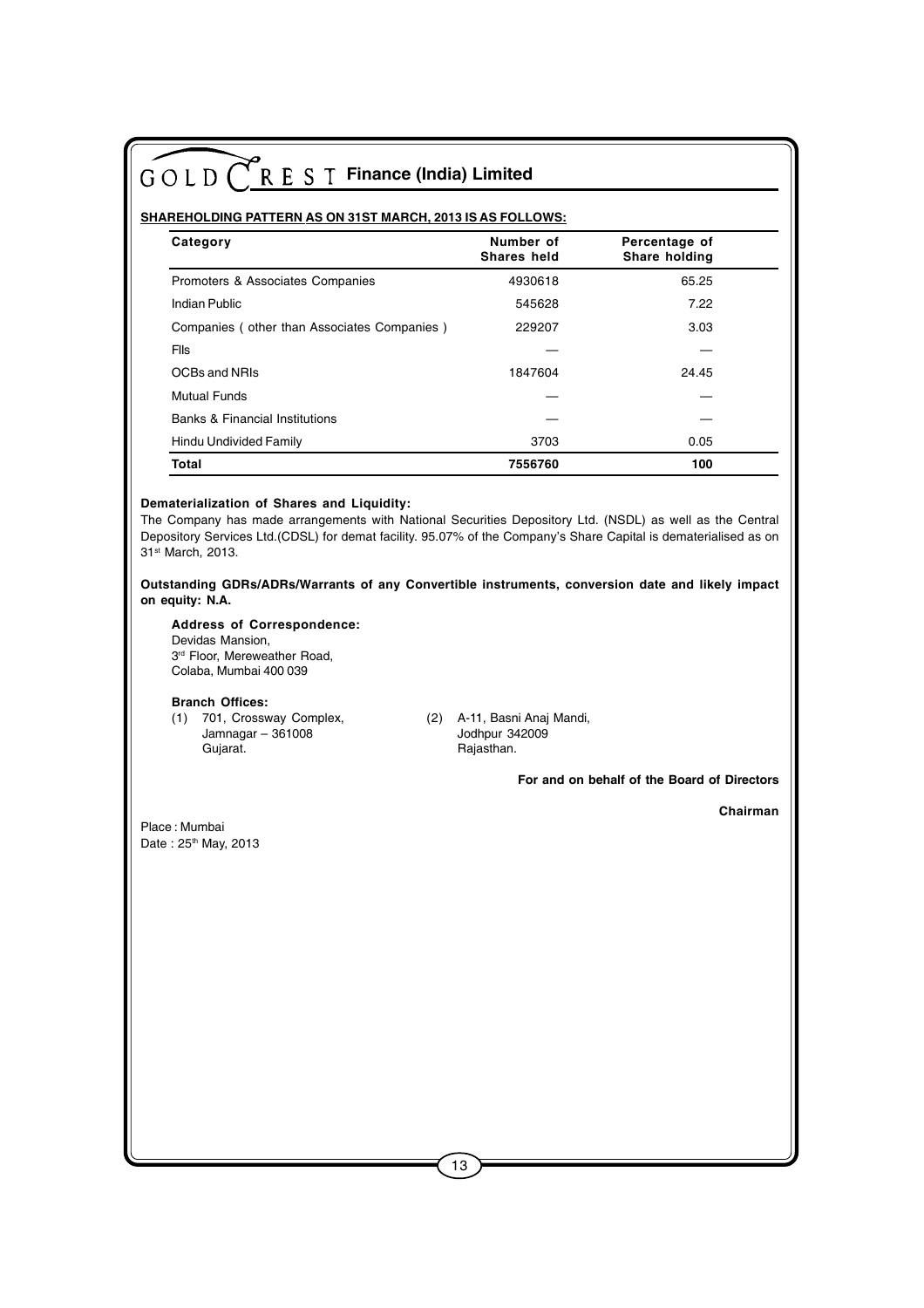**SHAREHOLDING PATTERN AS ON 31ST MARCH, 2013 IS AS FOLLOWS:**

| Category | Number of Shares held | Percentage of Share holding |
|---|---|---|
| Promoters & Associates Companies | 4930618 | 65.25 |
| Indian Public | 545628 | 7.22 |
| Companies ( other than Associates Companies ) | 229207 | 3.03 |
| FIIs | — | — |
| OCBs and NRIs | 1847604 | 24.45 |
| Mutual Funds | — | — |
| Banks & Financial Institutions | — | — |
| Hindu Undivided Family | 3703 | 0.05 |
| **Total** | **7556760** | **100** |

**Dematerialization of Shares and Liquidity:**

The Company has made arrangements with National Securities Depository Ltd. (NSDL) as well as the Central Depository Services Ltd.(CDSL) for demat facility. 95.07% of the Company's Share Capital is dematerialised as on 31st March, 2013.

**Outstanding GDRs/ADRs/Warrants of any Convertible instruments, conversion date and likely impact on equity: N.A.**

**Address of Correspondence:**

Devidas Mansion,
3rd Floor, Mereweather Road,
Colaba, Mumbai 400 039

**Branch Offices:**

(1) 701, Crossway Complex,
Jamnagar – 361008
Gujarat.

(2) A-11, Basni Anaj Mandi,
Jodhpur 342009
Rajasthan.

**For and on behalf of the Board of Directors**

**Chairman**

Place : Mumbai
Date : 25th May, 2013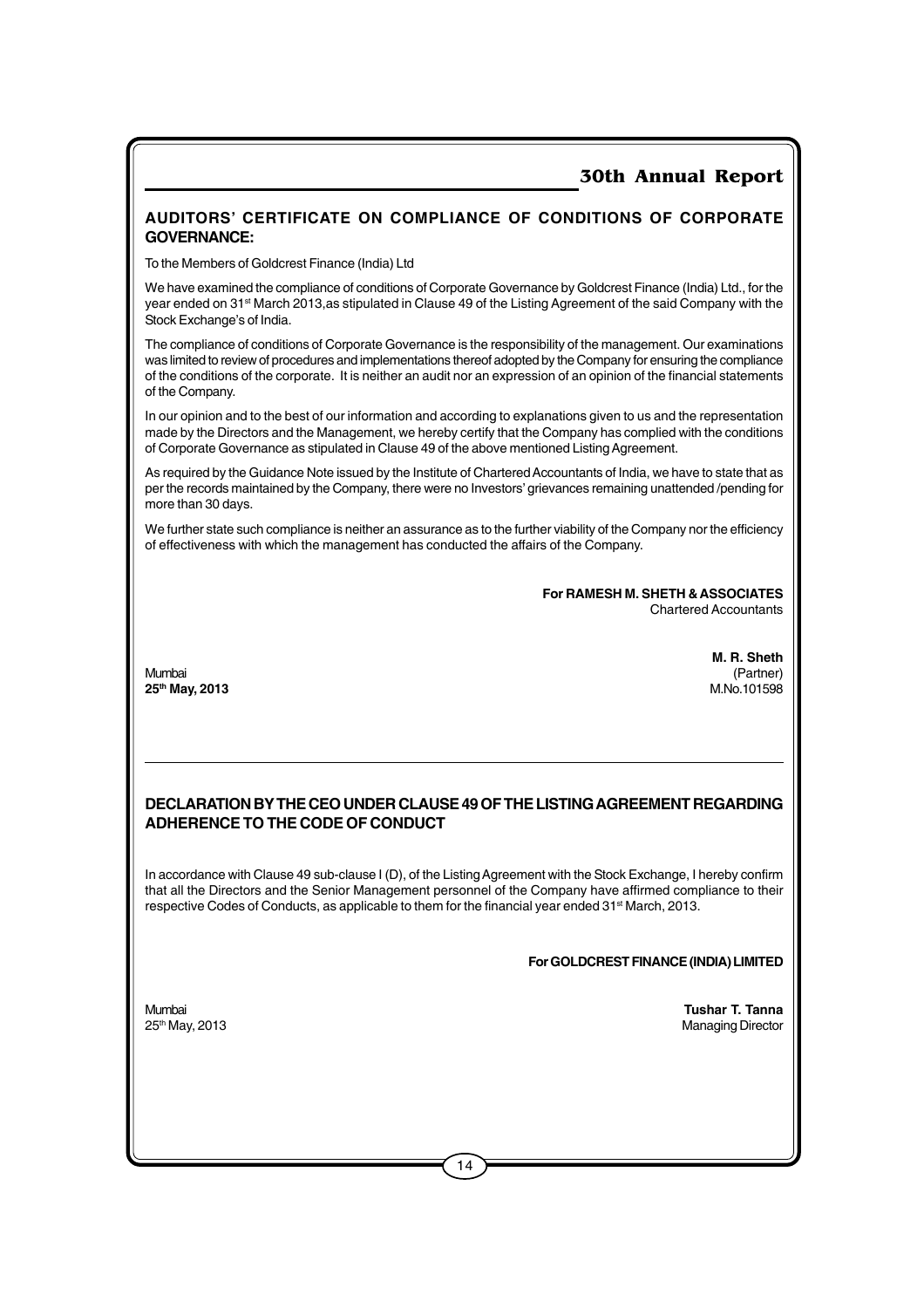## AUDITORS' CERTIFICATE ON COMPLIANCE OF CONDITIONS OF CORPORATE GOVERNANCE:

To the Members of Goldcrest Finance (India) Ltd

We have examined the compliance of conditions of Corporate Governance by Goldcrest Finance (India) Ltd., for the year ended on 31st March 2013,as stipulated in Clause 49 of the Listing Agreement of the said Company with the Stock Exchange's of India.

The compliance of conditions of Corporate Governance is the responsibility of the management. Our examinations was limited to review of procedures and implementations thereof adopted by the Company for ensuring the compliance of the conditions of the corporate. It is neither an audit nor an expression of an opinion of the financial statements of the Company.

In our opinion and to the best of our information and according to explanations given to us and the representation made by the Directors and the Management, we hereby certify that the Company has complied with the conditions of Corporate Governance as stipulated in Clause 49 of the above mentioned Listing Agreement.

As required by the Guidance Note issued by the Institute of Chartered Accountants of India, we have to state that as per the records maintained by the Company, there were no Investors' grievances remaining unattended /pending for more than 30 days.

We further state such compliance is neither an assurance as to the further viability of the Company nor the efficiency of effectiveness with which the management has conducted the affairs of the Company.

**For RAMESH M. SHETH & ASSOCIATES**
Chartered Accountants

**M. R. Sheth**
(Partner)
M.No.101598

Mumbai
**25th May, 2013**

---

## DECLARATION BY THE CEO UNDER CLAUSE 49 OF THE LISTING AGREEMENT REGARDING ADHERENCE TO THE CODE OF CONDUCT

In accordance with Clause 49 sub-clause I (D), of the Listing Agreement with the Stock Exchange, I hereby confirm that all the Directors and the Senior Management personnel of the Company have affirmed compliance to their respective Codes of Conducts, as applicable to them for the financial year ended 31st March, 2013.

**For GOLDCREST FINANCE (INDIA) LIMITED**

**Tushar T. Tanna**
Managing Director

Mumbai
25th May, 2013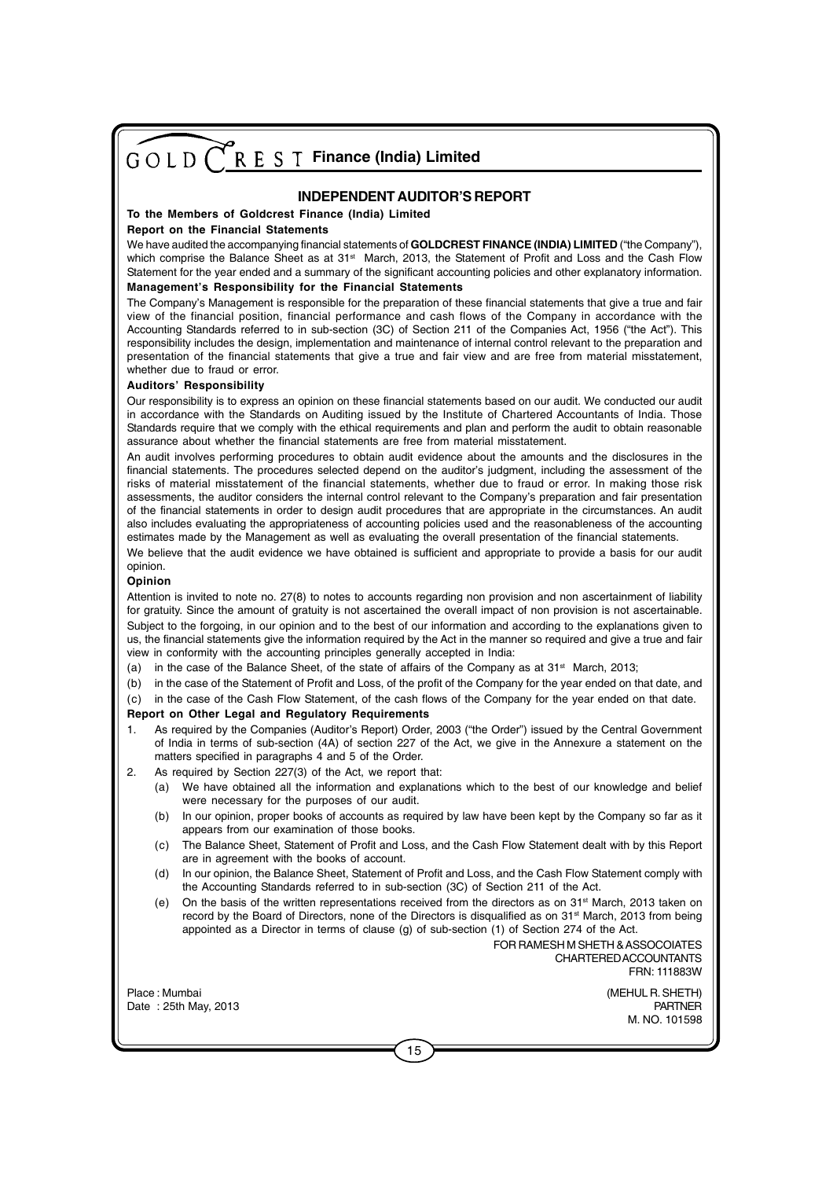# INDEPENDENT AUDITOR'S REPORT

**To the Members of Goldcrest Finance (India) Limited**

**Report on the Financial Statements**

We have audited the accompanying financial statements of **GOLDCREST FINANCE (INDIA) LIMITED** ("the Company"), which comprise the Balance Sheet as at 31st March, 2013, the Statement of Profit and Loss and the Cash Flow Statement for the year ended and a summary of the significant accounting policies and other explanatory information.

**Management's Responsibility for the Financial Statements**

The Company's Management is responsible for the preparation of these financial statements that give a true and fair view of the financial position, financial performance and cash flows of the Company in accordance with the Accounting Standards referred to in sub-section (3C) of Section 211 of the Companies Act, 1956 ("the Act"). This responsibility includes the design, implementation and maintenance of internal control relevant to the preparation and presentation of the financial statements that give a true and fair view and are free from material misstatement, whether due to fraud or error.

**Auditors' Responsibility**

Our responsibility is to express an opinion on these financial statements based on our audit. We conducted our audit in accordance with the Standards on Auditing issued by the Institute of Chartered Accountants of India. Those Standards require that we comply with the ethical requirements and plan and perform the audit to obtain reasonable assurance about whether the financial statements are free from material misstatement.

An audit involves performing procedures to obtain audit evidence about the amounts and the disclosures in the financial statements. The procedures selected depend on the auditor's judgment, including the assessment of the risks of material misstatement of the financial statements, whether due to fraud or error. In making those risk assessments, the auditor considers the internal control relevant to the Company's preparation and fair presentation of the financial statements in order to design audit procedures that are appropriate in the circumstances. An audit also includes evaluating the appropriateness of accounting policies used and the reasonableness of the accounting estimates made by the Management as well as evaluating the overall presentation of the financial statements.

We believe that the audit evidence we have obtained is sufficient and appropriate to provide a basis for our audit opinion.

**Opinion**

Attention is invited to note no. 27(8) to notes to accounts regarding non provision and non ascertainment of liability for gratuity. Since the amount of gratuity is not ascertained the overall impact of non provision is not ascertainable.

Subject to the forgoing, in our opinion and to the best of our information and according to the explanations given to us, the financial statements give the information required by the Act in the manner so required and give a true and fair view in conformity with the accounting principles generally accepted in India:

(a) in the case of the Balance Sheet, of the state of affairs of the Company as at 31st March, 2013;

(b) in the case of the Statement of Profit and Loss, of the profit of the Company for the year ended on that date, and

(c) in the case of the Cash Flow Statement, of the cash flows of the Company for the year ended on that date.

**Report on Other Legal and Regulatory Requirements**

1. As required by the Companies (Auditor's Report) Order, 2003 ("the Order") issued by the Central Government of India in terms of sub-section (4A) of section 227 of the Act, we give in the Annexure a statement on the matters specified in paragraphs 4 and 5 of the Order.
2. As required by Section 227(3) of the Act, we report that:
   (a) We have obtained all the information and explanations which to the best of our knowledge and belief were necessary for the purposes of our audit.
   (b) In our opinion, proper books of accounts as required by law have been kept by the Company so far as it appears from our examination of those books.
   (c) The Balance Sheet, Statement of Profit and Loss, and the Cash Flow Statement dealt with by this Report are in agreement with the books of account.
   (d) In our opinion, the Balance Sheet, Statement of Profit and Loss, and the Cash Flow Statement comply with the Accounting Standards referred to in sub-section (3C) of Section 211 of the Act.
   (e) On the basis of the written representations received from the directors as on 31st March, 2013 taken on record by the Board of Directors, none of the Directors is disqualified as on 31st March, 2013 from being appointed as a Director in terms of clause (g) of sub-section (1) of Section 274 of the Act.

FOR RAMESH M SHETH & ASSOCOIATES
CHARTERED ACCOUNTANTS
FRN: 111883W

Place : Mumbai
Date : 25th May, 2013

(MEHUL R. SHETH)
PARTNER
M. NO. 101598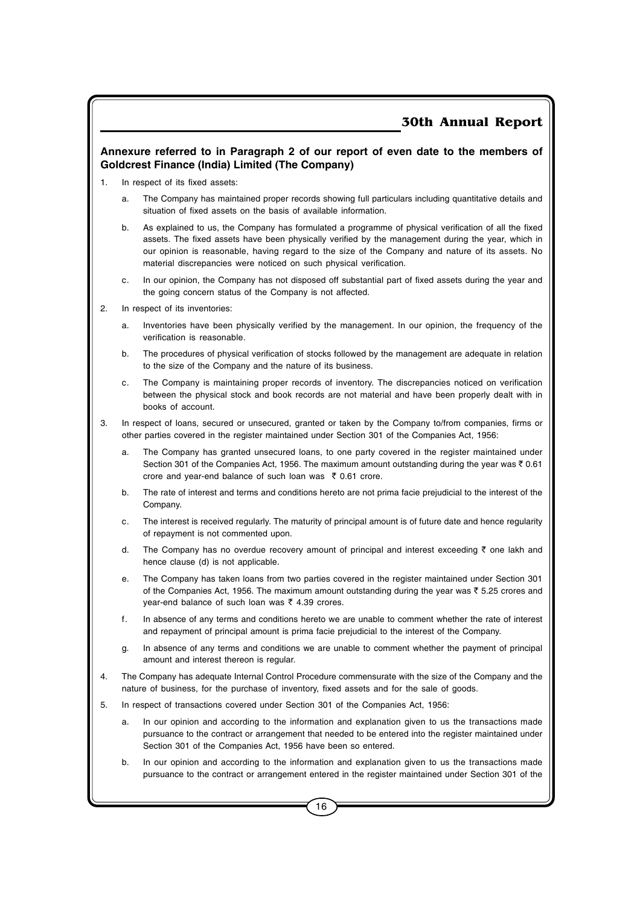## Annexure referred to in Paragraph 2 of our report of even date to the members of Goldcrest Finance (India) Limited (The Company)

1. In respect of its fixed assets:

   a. The Company has maintained proper records showing full particulars including quantitative details and situation of fixed assets on the basis of available information.

   b. As explained to us, the Company has formulated a programme of physical verification of all the fixed assets. The fixed assets have been physically verified by the management during the year, which in our opinion is reasonable, having regard to the size of the Company and nature of its assets. No material discrepancies were noticed on such physical verification.

   c. In our opinion, the Company has not disposed off substantial part of fixed assets during the year and the going concern status of the Company is not affected.

2. In respect of its inventories:

   a. Inventories have been physically verified by the management. In our opinion, the frequency of the verification is reasonable.

   b. The procedures of physical verification of stocks followed by the management are adequate in relation to the size of the Company and the nature of its business.

   c. The Company is maintaining proper records of inventory. The discrepancies noticed on verification between the physical stock and book records are not material and have been properly dealt with in books of account.

3. In respect of loans, secured or unsecured, granted or taken by the Company to/from companies, firms or other parties covered in the register maintained under Section 301 of the Companies Act, 1956:

   a. The Company has granted unsecured loans, to one party covered in the register maintained under Section 301 of the Companies Act, 1956. The maximum amount outstanding during the year was ₹ 0.61 crore and year-end balance of such loan was ₹ 0.61 crore.

   b. The rate of interest and terms and conditions hereto are not prima facie prejudicial to the interest of the Company.

   c. The interest is received regularly. The maturity of principal amount is of future date and hence regularity of repayment is not commented upon.

   d. The Company has no overdue recovery amount of principal and interest exceeding ₹ one lakh and hence clause (d) is not applicable.

   e. The Company has taken loans from two parties covered in the register maintained under Section 301 of the Companies Act, 1956. The maximum amount outstanding during the year was ₹ 5.25 crores and year-end balance of such loan was ₹ 4.39 crores.

   f. In absence of any terms and conditions hereto we are unable to comment whether the rate of interest and repayment of principal amount is prima facie prejudicial to the interest of the Company.

   g. In absence of any terms and conditions we are unable to comment whether the payment of principal amount and interest thereon is regular.

4. The Company has adequate Internal Control Procedure commensurate with the size of the Company and the nature of business, for the purchase of inventory, fixed assets and for the sale of goods.

5. In respect of transactions covered under Section 301 of the Companies Act, 1956:

   a. In our opinion and according to the information and explanation given to us the transactions made pursuance to the contract or arrangement that needed to be entered into the register maintained under Section 301 of the Companies Act, 1956 have been so entered.

   b. In our opinion and according to the information and explanation given to us the transactions made pursuance to the contract or arrangement entered in the register maintained under Section 301 of the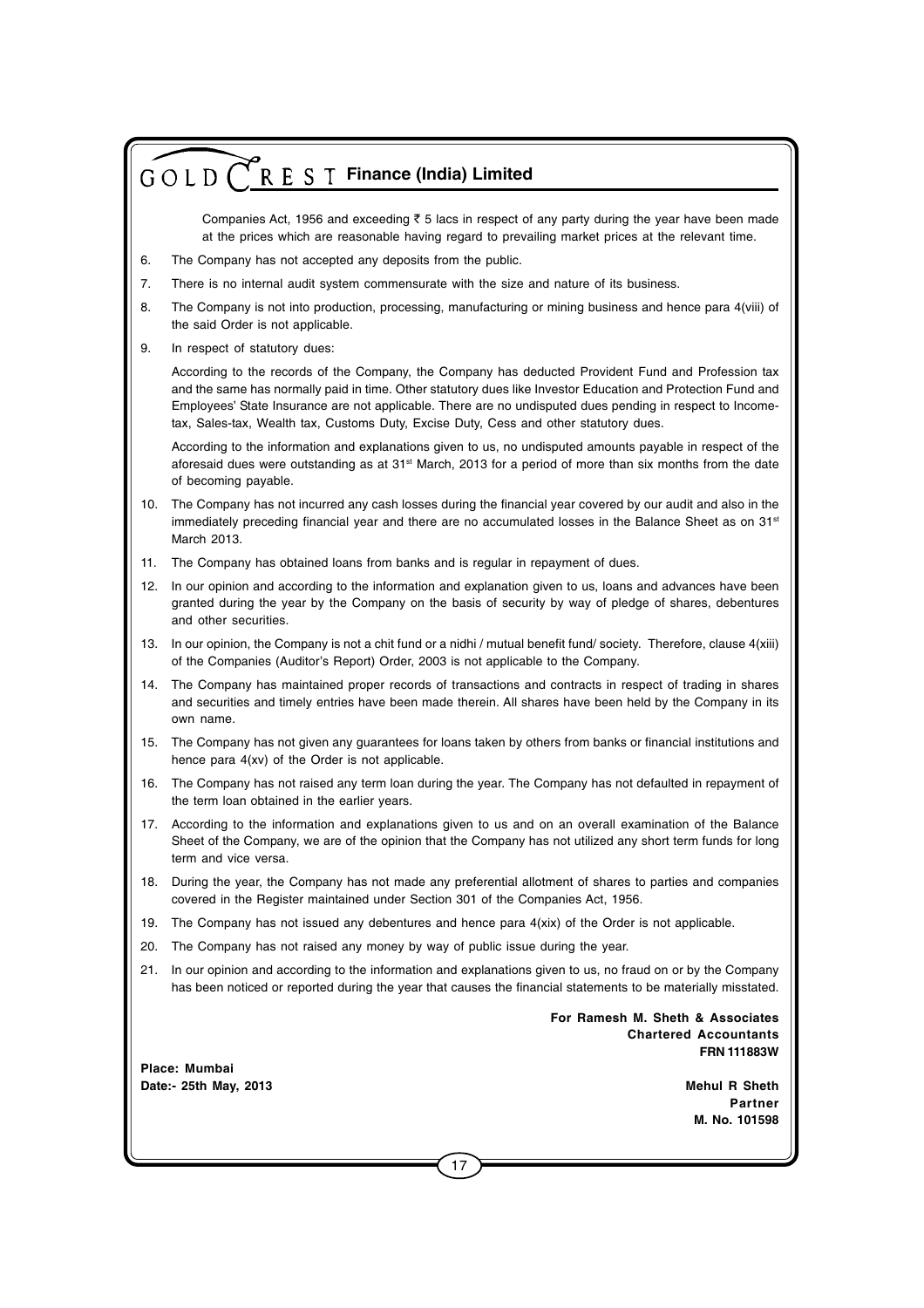Companies Act, 1956 and exceeding ₹ 5 lacs in respect of any party during the year have been made at the prices which are reasonable having regard to prevailing market prices at the relevant time.

6. The Company has not accepted any deposits from the public.

7. There is no internal audit system commensurate with the size and nature of its business.

8. The Company is not into production, processing, manufacturing or mining business and hence para 4(viii) of the said Order is not applicable.

9. In respect of statutory dues:

   According to the records of the Company, the Company has deducted Provident Fund and Profession tax and the same has normally paid in time. Other statutory dues like Investor Education and Protection Fund and Employees' State Insurance are not applicable. There are no undisputed dues pending in respect to Income-tax, Sales-tax, Wealth tax, Customs Duty, Excise Duty, Cess and other statutory dues.

   According to the information and explanations given to us, no undisputed amounts payable in respect of the aforesaid dues were outstanding as at 31st March, 2013 for a period of more than six months from the date of becoming payable.

10. The Company has not incurred any cash losses during the financial year covered by our audit and also in the immediately preceding financial year and there are no accumulated losses in the Balance Sheet as on 31st March 2013.

11. The Company has obtained loans from banks and is regular in repayment of dues.

12. In our opinion and according to the information and explanation given to us, loans and advances have been granted during the year by the Company on the basis of security by way of pledge of shares, debentures and other securities.

13. In our opinion, the Company is not a chit fund or a nidhi / mutual benefit fund/ society. Therefore, clause 4(xiii) of the Companies (Auditor's Report) Order, 2003 is not applicable to the Company.

14. The Company has maintained proper records of transactions and contracts in respect of trading in shares and securities and timely entries have been made therein. All shares have been held by the Company in its own name.

15. The Company has not given any guarantees for loans taken by others from banks or financial institutions and hence para 4(xv) of the Order is not applicable.

16. The Company has not raised any term loan during the year. The Company has not defaulted in repayment of the term loan obtained in the earlier years.

17. According to the information and explanations given to us and on an overall examination of the Balance Sheet of the Company, we are of the opinion that the Company has not utilized any short term funds for long term and vice versa.

18. During the year, the Company has not made any preferential allotment of shares to parties and companies covered in the Register maintained under Section 301 of the Companies Act, 1956.

19. The Company has not issued any debentures and hence para 4(xix) of the Order is not applicable.

20. The Company has not raised any money by way of public issue during the year.

21. In our opinion and according to the information and explanations given to us, no fraud on or by the Company has been noticed or reported during the year that causes the financial statements to be materially misstated.

**For Ramesh M. Sheth & Associates**
**Chartered Accountants**
**FRN 111883W**

**Place: Mumbai**
**Date:- 25th May, 2013**

**Mehul R Sheth**
**Partner**
**M. No. 101598**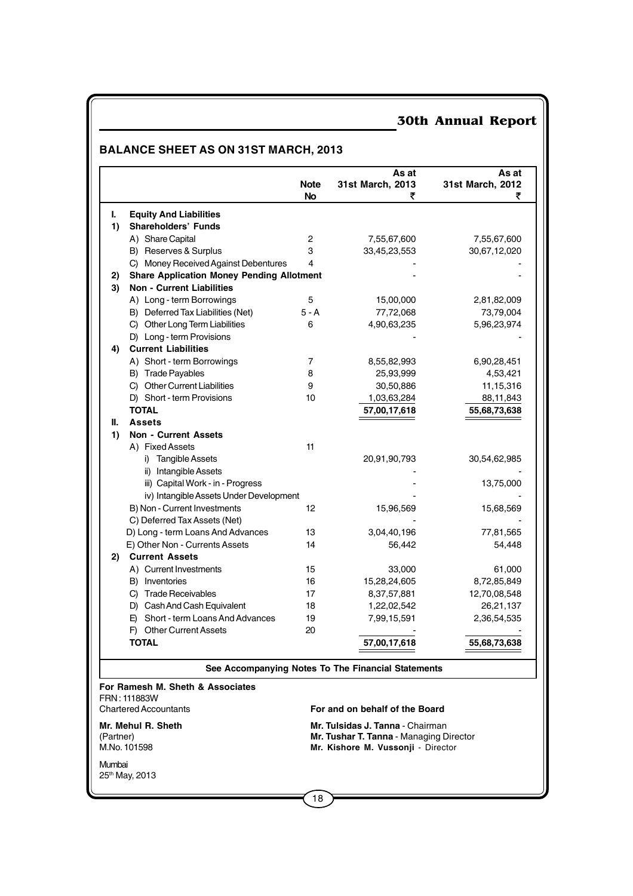## BALANCE SHEET AS ON 31ST MARCH, 2013

| | | Note No | As at 31st March, 2013 ₹ | As at 31st March, 2012 ₹ |
|---|---|---|---|---|
| **I.** | **Equity And Liabilities** | | | |
| **1)** | **Shareholders' Funds** | | | |
| | A) Share Capital | 2 | 7,55,67,600 | 7,55,67,600 |
| | B) Reserves & Surplus | 3 | 33,45,23,553 | 30,67,12,020 |
| | C) Money Received Against Debentures | 4 | - | - |
| **2)** | **Share Application Money Pending Allotment** | | - | - |
| **3)** | **Non - Current Liabilities** | | | |
| | A) Long - term Borrowings | 5 | 15,00,000 | 2,81,82,009 |
| | B) Deferred Tax Liabilities (Net) | 5 - A | 77,72,068 | 73,79,004 |
| | C) Other Long Term Liabilities | 6 | 4,90,63,235 | 5,96,23,974 |
| | D) Long - term Provisions | | - | - |
| **4)** | **Current Liabilities** | | | |
| | A) Short - term Borrowings | 7 | 8,55,82,993 | 6,90,28,451 |
| | B) Trade Payables | 8 | 25,93,999 | 4,53,421 |
| | C) Other Current Liabilities | 9 | 30,50,886 | 11,15,316 |
| | D) Short - term Provisions | 10 | 1,03,63,284 | 88,11,843 |
| | **TOTAL** | | **57,00,17,618** | **55,68,73,638** |
| **II.** | **Assets** | | | |
| **1)** | **Non - Current Assets** | | | |
| | A) Fixed Assets | 11 | | |
| | i) Tangible Assets | | 20,91,90,793 | 30,54,62,985 |
| | ii) Intangible Assets | | - | - |
| | iii) Capital Work - in - Progress | | - | 13,75,000 |
| | iv) Intangible Assets Under Development | | - | - |
| | B) Non - Current Investments | 12 | 15,96,569 | 15,68,569 |
| | C) Deferred Tax Assets (Net) | | - | - |
| | D) Long - term Loans And Advances | 13 | 3,04,40,196 | 77,81,565 |
| | E) Other Non - Currents Assets | 14 | 56,442 | 54,448 |
| **2)** | **Current Assets** | | | |
| | A) Current Investments | 15 | 33,000 | 61,000 |
| | B) Inventories | 16 | 15,28,24,605 | 8,72,85,849 |
| | C) Trade Receivables | 17 | 8,37,57,881 | 12,70,08,548 |
| | D) Cash And Cash Equivalent | 18 | 1,22,02,542 | 26,21,137 |
| | E) Short - term Loans And Advances | 19 | 7,99,15,591 | 2,36,54,535 |
| | F) Other Current Assets | 20 | - | - |
| | **TOTAL** | | **57,00,17,618** | **55,68,73,638** |

**See Accompanying Notes To The Financial Statements**

**For Ramesh M. Sheth & Associates**
FRN : 111883W
Chartered Accountants

**Mr. Mehul R. Sheth**
(Partner)
M.No. 101598

Mumbai
25th May, 2013

**For and on behalf of the Board**

**Mr. Tulsidas J. Tanna** - Chairman
**Mr. Tushar T. Tanna** - Managing Director
**Mr. Kishore M. Vussonji** - Director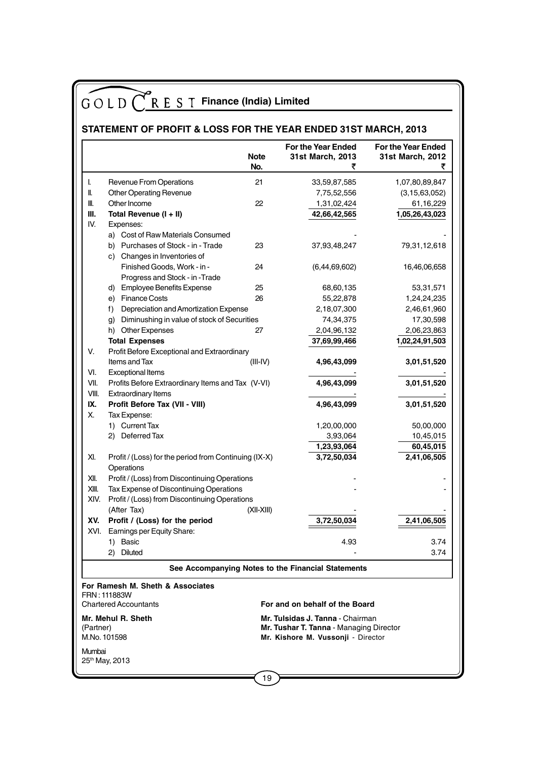# GOLD CREST Finance (India) Limited

## STATEMENT OF PROFIT & LOSS FOR THE YEAR ENDED 31ST MARCH, 2013

| | | Note No. | For the Year Ended 31st March, 2013 ₹ | For the Year Ended 31st March, 2012 ₹ |
|---|---|---|---|---|
| I. | Revenue From Operations | 21 | 33,59,87,585 | 1,07,80,89,847 |
| II. | Other Operating Revenue | | 7,75,52,556 | (3,15,63,052) |
| III. | Other Income | 22 | 1,31,02,424 | 61,16,229 |
| **III.** | **Total Revenue (I + II)** | | **42,66,42,565** | **1,05,26,43,023** |
| IV. | Expenses: | | | |
| | a) Cost of Raw Materials Consumed | | - | - |
| | b) Purchases of Stock - in - Trade | 23 | 37,93,48,247 | 79,31,12,618 |
| | c) Changes in Inventories of Finished Goods, Work - in - Progress and Stock - in -Trade | 24 | (6,44,69,602) | 16,46,06,658 |
| | d) Employee Benefits Expense | 25 | 68,60,135 | 53,31,571 |
| | e) Finance Costs | 26 | 55,22,878 | 1,24,24,235 |
| | f) Depreciation and Amortization Expense | | 2,18,07,300 | 2,46,61,960 |
| | g) Diminushing in value of stock of Securities | | 74,34,375 | 17,30,598 |
| | h) Other Expenses | 27 | 2,04,96,132 | 2,06,23,863 |
| | **Total Expenses** | | **37,69,99,466** | **1,02,24,91,503** |
| V. | Profit Before Exceptional and Extraordinary Items and Tax | (III-IV) | **4,96,43,099** | **3,01,51,520** |
| VI. | Exceptional Items | | - | - |
| VII. | Profits Before Extraordinary Items and Tax (V-VI) | | **4,96,43,099** | **3,01,51,520** |
| VIII. | Extraordinary Items | | - | - |
| **IX.** | **Profit Before Tax (VII - VIII)** | | **4,96,43,099** | **3,01,51,520** |
| X. | Tax Expense: | | | |
| | 1) Current Tax | | 1,20,00,000 | 50,00,000 |
| | 2) Deferred Tax | | 3,93,064 | 10,45,015 |
| | | | **1,23,93,064** | **60,45,015** |
| XI. | Profit / (Loss) for the period from Continuing (IX-X) Operations | | **3,72,50,034** | **2,41,06,505** |
| XII. | Profit / (Loss) from Discontinuing Operations | | - | - |
| XIII. | Tax Expense of Discontinuing Operations | | - | - |
| XIV. | Profit / (Loss) from Discontinuing Operations (After Tax) | (XII-XIII) | - | - |
| **XV.** | **Profit / (Loss) for the period** | | **3,72,50,034** | **2,41,06,505** |
| XVI. | Earnings per Equity Share: | | | |
| | 1) Basic | | 4.93 | 3.74 |
| | 2) Diluted | | - | 3.74 |

**See Accompanying Notes to the Financial Statements**

**For Ramesh M. Sheth & Associates**
FRN : 111883W
Chartered Accountants

**Mr. Mehul R. Sheth**
(Partner)
M.No. 101598

Mumbai
25th May, 2013

**For and on behalf of the Board**

**Mr. Tulsidas J. Tanna** - Chairman
**Mr. Tushar T. Tanna** - Managing Director
**Mr. Kishore M. Vussonji** - Director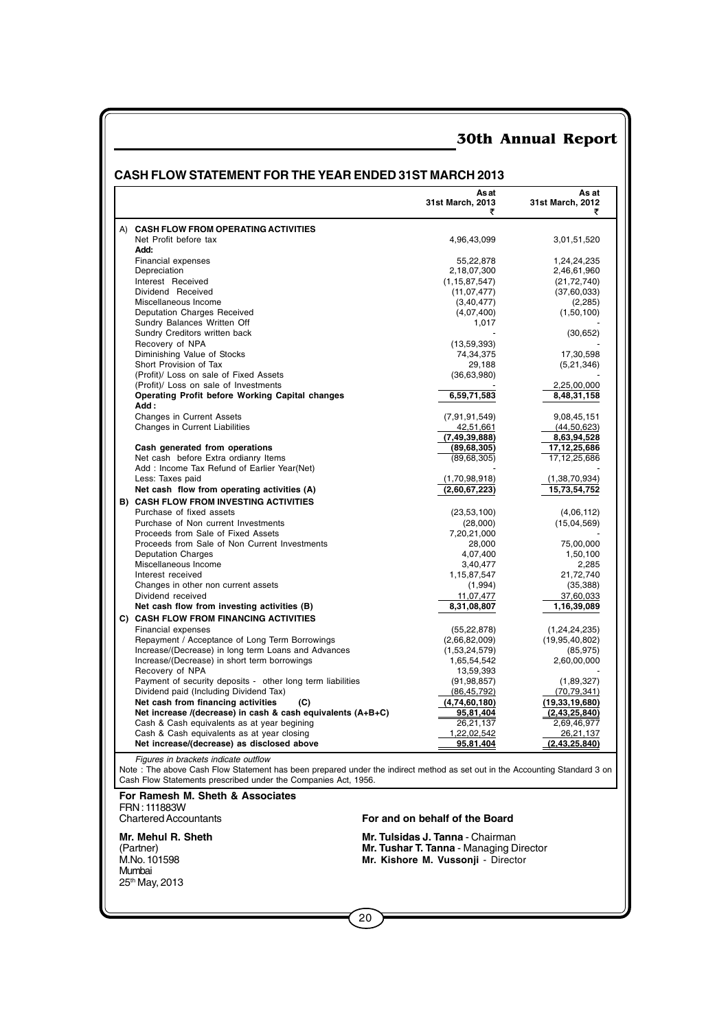## CASH FLOW STATEMENT FOR THE YEAR ENDED 31ST MARCH 2013

| | As at 31st March, 2013 ₹ | As at 31st March, 2012 ₹ |
|---|---|---|
| **A) CASH FLOW FROM OPERATING ACTIVITIES** | | |
| Net Profit before tax | 4,96,43,099 | 3,01,51,520 |
| **Add:** | | |
| Financial expenses | 55,22,878 | 1,24,24,235 |
| Depreciation | 2,18,07,300 | 2,46,61,960 |
| Interest Received | (1,15,87,547) | (21,72,740) |
| Dividend Received | (11,07,477) | (37,60,033) |
| Miscellaneous Income | (3,40,477) | (2,285) |
| Deputation Charges Received | (4,07,400) | (1,50,100) |
| Sundry Balances Written Off | 1,017 | - |
| Sundry Creditors written back | - | (30,652) |
| Recovery of NPA | (13,59,393) | - |
| Diminishing Value of Stocks | 74,34,375 | 17,30,598 |
| Short Provision of Tax | 29,188 | (5,21,346) |
| (Profit)/ Loss on sale of Fixed Assets | (36,63,980) | - |
| (Profit)/ Loss on sale of Investments | - | 2,25,00,000 |
| **Operating Profit before Working Capital changes** | **6,59,71,583** | **8,48,31,158** |
| **Add :** | | |
| Changes in Current Assets | (7,91,91,549) | 9,08,45,151 |
| Changes in Current Liabilities | 42,51,661 | (44,50,623) |
| | **(7,49,39,888)** | **8,63,94,528** |
| **Cash generated from operations** | **(89,68,305)** | **17,12,25,686** |
| Net cash before Extra ordianry Items | (89,68,305) | 17,12,25,686 |
| Add : Income Tax Refund of Earlier Year(Net) | - | - |
| Less: Taxes paid | (1,70,98,918) | (1,38,70,934) |
| **Net cash flow from operating activities (A)** | **(2,60,67,223)** | **15,73,54,752** |
| **B) CASH FLOW FROM INVESTING ACTIVITIES** | | |
| Purchase of fixed assets | (23,53,100) | (4,06,112) |
| Purchase of Non current Investments | (28,000) | (15,04,569) |
| Proceeds from Sale of Fixed Assets | 7,20,21,000 | - |
| Proceeds from Sale of Non Current Investments | 28,000 | 75,00,000 |
| Deputation Charges | 4,07,400 | 1,50,100 |
| Miscellaneous Income | 3,40,477 | 2,285 |
| Interest received | 1,15,87,547 | 21,72,740 |
| Changes in other non current assets | (1,994) | (35,388) |
| Dividend received | 11,07,477 | 37,60,033 |
| **Net cash flow from investing activities (B)** | **8,31,08,807** | **1,16,39,089** |
| **C) CASH FLOW FROM FINANCING ACTIVITIES** | | |
| Financial expenses | (55,22,878) | (1,24,24,235) |
| Repayment / Acceptance of Long Term Borrowings | (2,66,82,009) | (19,95,40,802) |
| Increase/(Decrease) in long term Loans and Advances | (1,53,24,579) | (85,975) |
| Increase/(Decrease) in short term borrowings | 1,65,54,542 | 2,60,00,000 |
| Recovery of NPA | 13,59,393 | - |
| Payment of security deposits - other long term liabilities | (91,98,857) | (1,89,327) |
| Dividend paid (Including Dividend Tax) | (86,45,792) | (70,79,341) |
| **Net cash from financing activities (C)** | **(4,74,60,180)** | **(19,33,19,680)** |
| **Net increase /(decrease) in cash & cash equivalents (A+B+C)** | **95,81,404** | **(2,43,25,840)** |
| Cash & Cash equivalents as at year begining | 26,21,137 | 2,69,46,977 |
| Cash & Cash equivalents as at year closing | 1,22,02,542 | 26,21,137 |
| **Net increase/(decrease) as disclosed above** | **95,81,404** | **(2,43,25,840)** |

*Figures in brackets indicate outflow*

Note : The above Cash Flow Statement has been prepared under the indirect method as set out in the Accounting Standard 3 on Cash Flow Statements prescribed under the Companies Act, 1956.

**For Ramesh M. Sheth & Associates**
FRN : 111883W
Chartered Accountants

**Mr. Mehul R. Sheth**
(Partner)
M.No. 101598
Mumbai
25th May, 2013

**For and on behalf of the Board**

**Mr. Tulsidas J. Tanna** - Chairman
**Mr. Tushar T. Tanna** - Managing Director
**Mr. Kishore M. Vussonji** - Director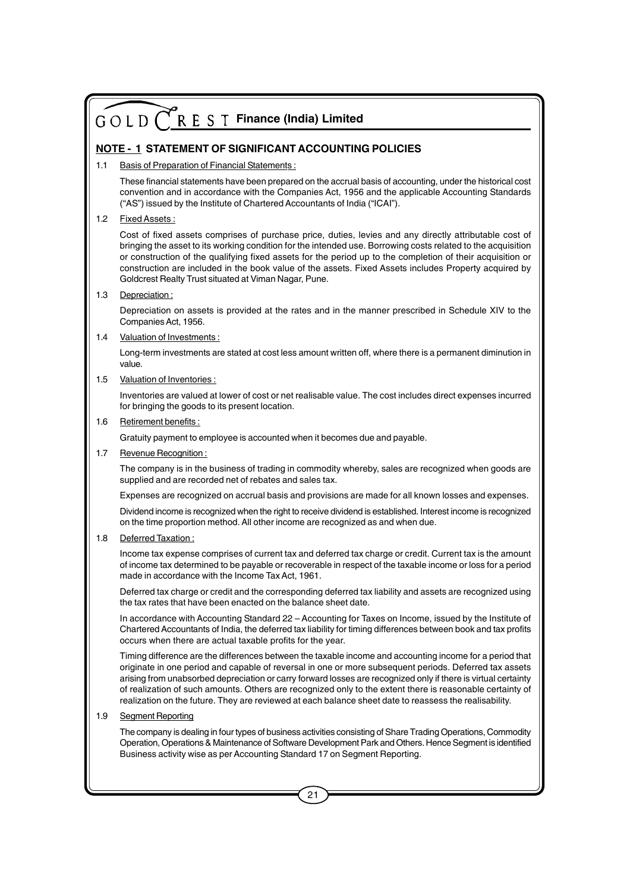## NOTE - 1 STATEMENT OF SIGNIFICANT ACCOUNTING POLICIES

1.1 Basis of Preparation of Financial Statements :

These financial statements have been prepared on the accrual basis of accounting, under the historical cost convention and in accordance with the Companies Act, 1956 and the applicable Accounting Standards ("AS") issued by the Institute of Chartered Accountants of India ("ICAI").

1.2 Fixed Assets :

Cost of fixed assets comprises of purchase price, duties, levies and any directly attributable cost of bringing the asset to its working condition for the intended use. Borrowing costs related to the acquisition or construction of the qualifying fixed assets for the period up to the completion of their acquisition or construction are included in the book value of the assets. Fixed Assets includes Property acquired by Goldcrest Realty Trust situated at Viman Nagar, Pune.

1.3 Depreciation :

Depreciation on assets is provided at the rates and in the manner prescribed in Schedule XIV to the Companies Act, 1956.

1.4 Valuation of Investments :

Long-term investments are stated at cost less amount written off, where there is a permanent diminution in value.

1.5 Valuation of Inventories :

Inventories are valued at lower of cost or net realisable value. The cost includes direct expenses incurred for bringing the goods to its present location.

1.6 Retirement benefits :

Gratuity payment to employee is accounted when it becomes due and payable.

1.7 Revenue Recognition :

The company is in the business of trading in commodity whereby, sales are recognized when goods are supplied and are recorded net of rebates and sales tax.

Expenses are recognized on accrual basis and provisions are made for all known losses and expenses.

Dividend income is recognized when the right to receive dividend is established. Interest income is recognized on the time proportion method. All other income are recognized as and when due.

1.8 Deferred Taxation :

Income tax expense comprises of current tax and deferred tax charge or credit. Current tax is the amount of income tax determined to be payable or recoverable in respect of the taxable income or loss for a period made in accordance with the Income Tax Act, 1961.

Deferred tax charge or credit and the corresponding deferred tax liability and assets are recognized using the tax rates that have been enacted on the balance sheet date.

In accordance with Accounting Standard 22 – Accounting for Taxes on Income, issued by the Institute of Chartered Accountants of India, the deferred tax liability for timing differences between book and tax profits occurs when there are actual taxable profits for the year.

Timing difference are the differences between the taxable income and accounting income for a period that originate in one period and capable of reversal in one or more subsequent periods. Deferred tax assets arising from unabsorbed depreciation or carry forward losses are recognized only if there is virtual certainty of realization of such amounts. Others are recognized only to the extent there is reasonable certainty of realization on the future. They are reviewed at each balance sheet date to reassess the realisability.

1.9 Segment Reporting

The company is dealing in four types of business activities consisting of Share Trading Operations, Commodity Operation, Operations & Maintenance of Software Development Park and Others. Hence Segment is identified Business activity wise as per Accounting Standard 17 on Segment Reporting.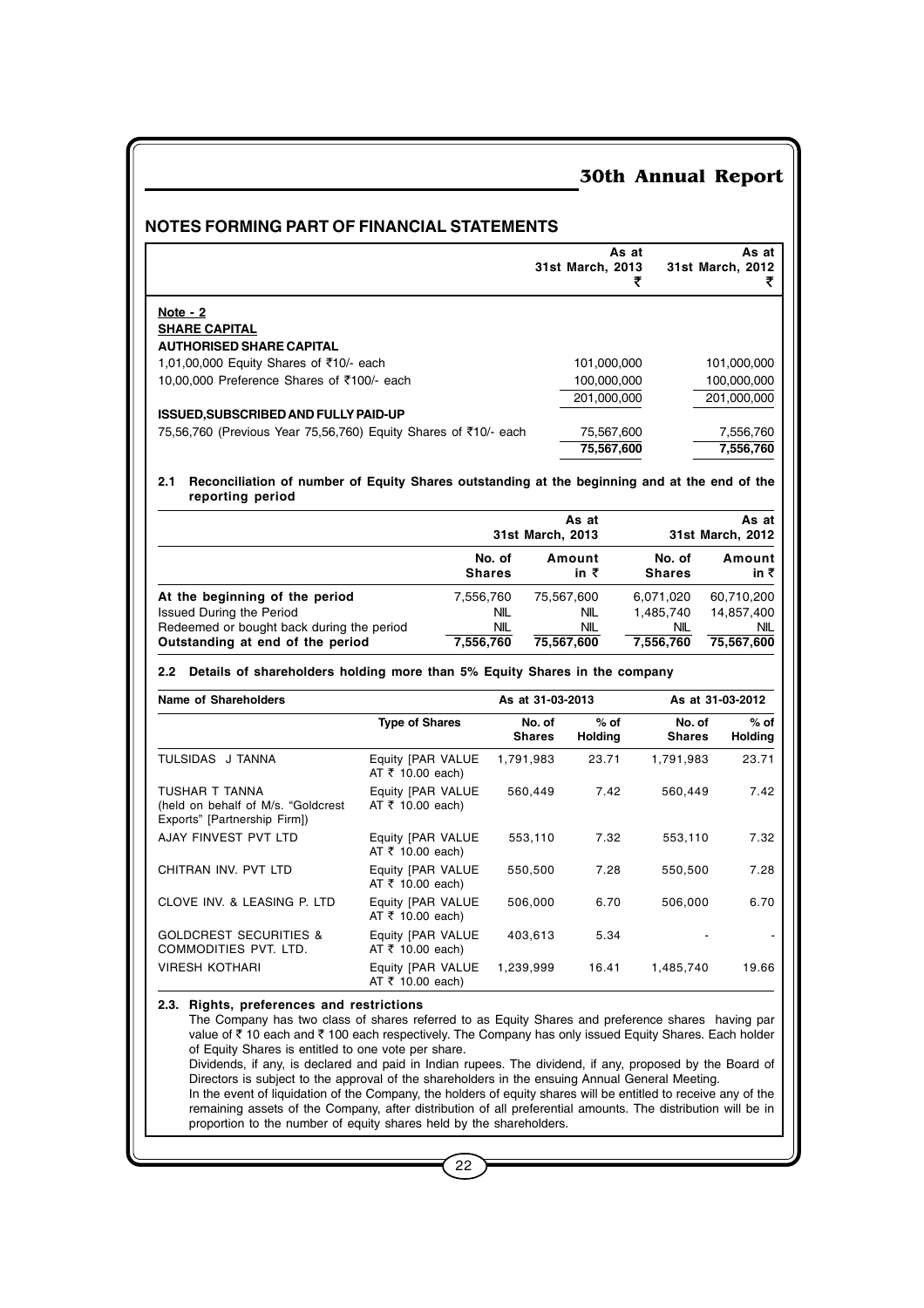## NOTES FORMING PART OF FINANCIAL STATEMENTS

| | As at 31st March, 2013 ₹ | As at 31st March, 2012 ₹ |
|---|---|---|
| **Note - 2** | | |
| **SHARE CAPITAL** | | |
| **AUTHORISED SHARE CAPITAL** | | |
| 1,01,00,000 Equity Shares of ₹10/- each | 101,000,000 | 101,000,000 |
| 10,00,000 Preference Shares of ₹100/- each | 100,000,000 | 100,000,000 |
| | 201,000,000 | 201,000,000 |
| **ISSUED,SUBSCRIBED AND FULLY PAID-UP** | | |
| 75,56,760 (Previous Year 75,56,760) Equity Shares of ₹10/- each | 75,567,600 | 7,556,760 |
| | **75,567,600** | **7,556,760** |

**2.1 Reconciliation of number of Equity Shares outstanding at the beginning and at the end of the reporting period**

| | As at 31st March, 2013 | | As at 31st March, 2012 | |
|---|---|---|---|---|
| | No. of Shares | Amount in ₹ | No. of Shares | Amount in ₹ |
| **At the beginning of the period** | 7,556,760 | 75,567,600 | 6,071,020 | 60,710,200 |
| Issued During the Period | NIL | NIL | 1,485,740 | 14,857,400 |
| Redeemed or bought back during the period | NIL | NIL | NIL | NIL |
| **Outstanding at end of the period** | **7,556,760** | **75,567,600** | **7,556,760** | **75,567,600** |

**2.2 Details of shareholders holding more than 5% Equity Shares in the company**

| Name of Shareholders | Type of Shares | As at 31-03-2013 No. of Shares | As at 31-03-2013 % of Holding | As at 31-03-2012 No. of Shares | As at 31-03-2012 % of Holding |
|---|---|---|---|---|---|
| TULSIDAS J TANNA | Equity [PAR VALUE AT ₹ 10.00 each) | 1,791,983 | 23.71 | 1,791,983 | 23.71 |
| TUSHAR T TANNA (held on behalf of M/s. "Goldcrest Exports" [Partnership Firm]) | Equity [PAR VALUE AT ₹ 10.00 each) | 560,449 | 7.42 | 560,449 | 7.42 |
| AJAY FINVEST PVT LTD | Equity [PAR VALUE AT ₹ 10.00 each) | 553,110 | 7.32 | 553,110 | 7.32 |
| CHITRAN INV. PVT LTD | Equity [PAR VALUE AT ₹ 10.00 each) | 550,500 | 7.28 | 550,500 | 7.28 |
| CLOVE INV. & LEASING P. LTD | Equity [PAR VALUE AT ₹ 10.00 each) | 506,000 | 6.70 | 506,000 | 6.70 |
| GOLDCREST SECURITIES & COMMODITIES PVT. LTD. | Equity [PAR VALUE AT ₹ 10.00 each) | 403,613 | 5.34 | - | - |
| VIRESH KOTHARI | Equity [PAR VALUE AT ₹ 10.00 each) | 1,239,999 | 16.41 | 1,485,740 | 19.66 |

**2.3. Rights, preferences and restrictions**

The Company has two class of shares referred to as Equity Shares and preference shares having par value of ₹ 10 each and ₹ 100 each respectively. The Company has only issued Equity Shares. Each holder of Equity Shares is entitled to one vote per share.

Dividends, if any, is declared and paid in Indian rupees. The dividend, if any, proposed by the Board of Directors is subject to the approval of the shareholders in the ensuing Annual General Meeting.

In the event of liquidation of the Company, the holders of equity shares will be entitled to receive any of the remaining assets of the Company, after distribution of all preferential amounts. The distribution will be in proportion to the number of equity shares held by the shareholders.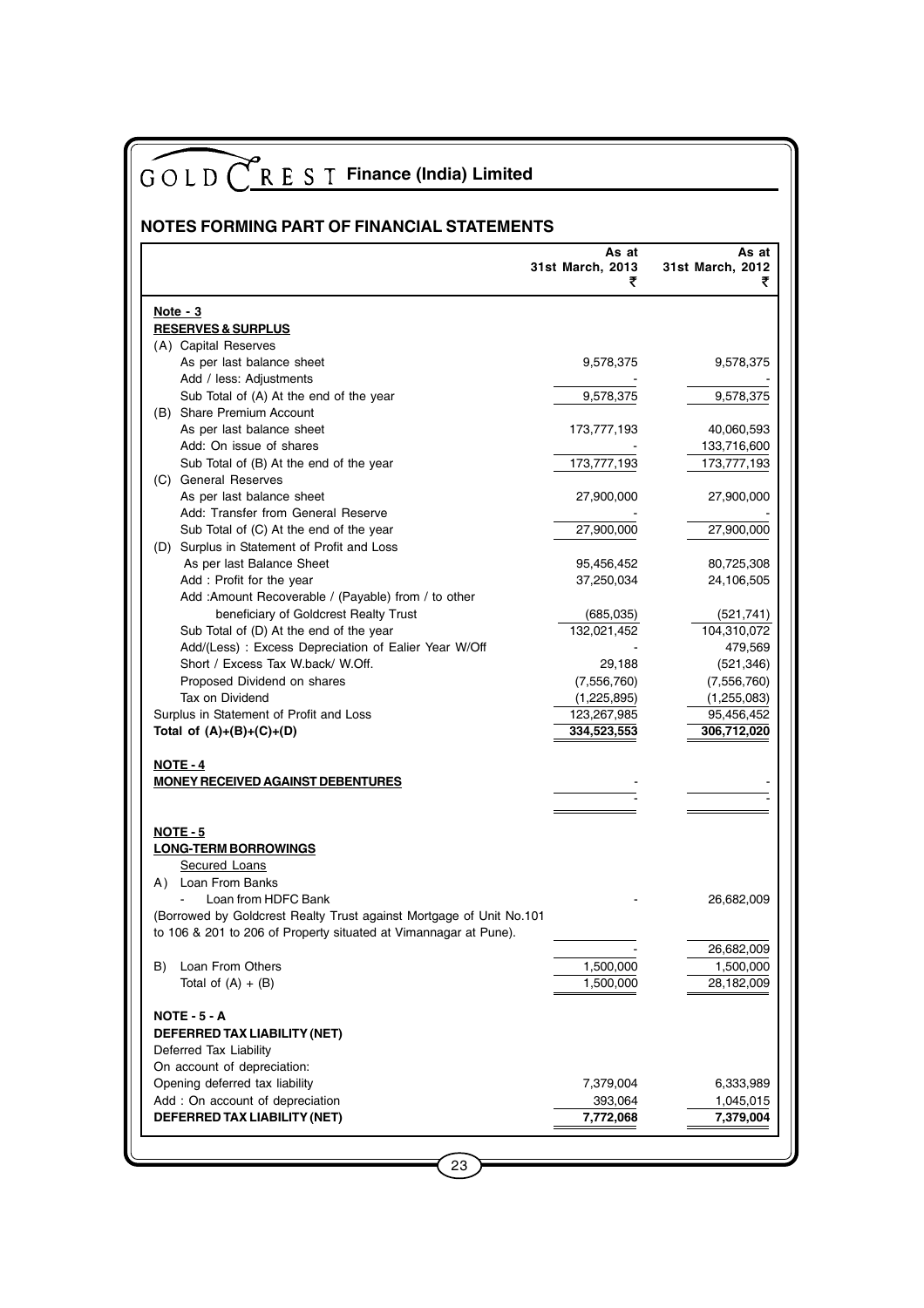## NOTES FORMING PART OF FINANCIAL STATEMENTS

| | As at 31st March, 2013 ₹ | As at 31st March, 2012 ₹ |
|---|---|---|
| **Note - 3** | | |
| **RESERVES & SURPLUS** | | |
| (A) Capital Reserves | | |
| As per last balance sheet | 9,578,375 | 9,578,375 |
| Add / less: Adjustments | - | - |
| Sub Total of (A) At the end of the year | 9,578,375 | 9,578,375 |
| (B) Share Premium Account | | |
| As per last balance sheet | 173,777,193 | 40,060,593 |
| Add: On issue of shares | - | 133,716,600 |
| Sub Total of (B) At the end of the year | 173,777,193 | 173,777,193 |
| (C) General Reserves | | |
| As per last balance sheet | 27,900,000 | 27,900,000 |
| Add: Transfer from General Reserve | - | - |
| Sub Total of (C) At the end of the year | 27,900,000 | 27,900,000 |
| (D) Surplus in Statement of Profit and Loss | | |
| As per last Balance Sheet | 95,456,452 | 80,725,308 |
| Add : Profit for the year | 37,250,034 | 24,106,505 |
| Add :Amount Recoverable / (Payable) from / to other beneficiary of Goldcrest Realty Trust | (685,035) | (521,741) |
| Sub Total of (D) At the end of the year | 132,021,452 | 104,310,072 |
| Add/(Less) : Excess Depreciation of Ealier Year W/Off | - | 479,569 |
| Short / Excess Tax W.back/ W.Off. | 29,188 | (521,346) |
| Proposed Dividend on shares | (7,556,760) | (7,556,760) |
| Tax on Dividend | (1,225,895) | (1,255,083) |
| Surplus in Statement of Profit and Loss | 123,267,985 | 95,456,452 |
| **Total of (A)+(B)+(C)+(D)** | **334,523,553** | **306,712,020** |
| | | |
| **NOTE - 4** | | |
| **MONEY RECEIVED AGAINST DEBENTURES** | - | - |
| | - | - |
| | | |
| **NOTE - 5** | | |
| **LONG-TERM BORROWINGS** | | |
| Secured Loans | | |
| A) Loan From Banks | | |
| - Loan from HDFC Bank | - | 26,682,009 |
| (Borrowed by Goldcrest Realty Trust against Mortgage of Unit No.101 to 106 & 201 to 206 of Property situated at Vimannagar at Pune). | | |
| | - | 26,682,009 |
| B) Loan From Others | 1,500,000 | 1,500,000 |
| Total of (A) + (B) | 1,500,000 | 28,182,009 |
| | | |
| **NOTE - 5 - A** | | |
| **DEFERRED TAX LIABILITY (NET)** | | |
| Deferred Tax Liability | | |
| On account of depreciation: | | |
| Opening deferred tax liability | 7,379,004 | 6,333,989 |
| Add : On account of depreciation | 393,064 | 1,045,015 |
| **DEFERRED TAX LIABILITY (NET)** | **7,772,068** | **7,379,004** |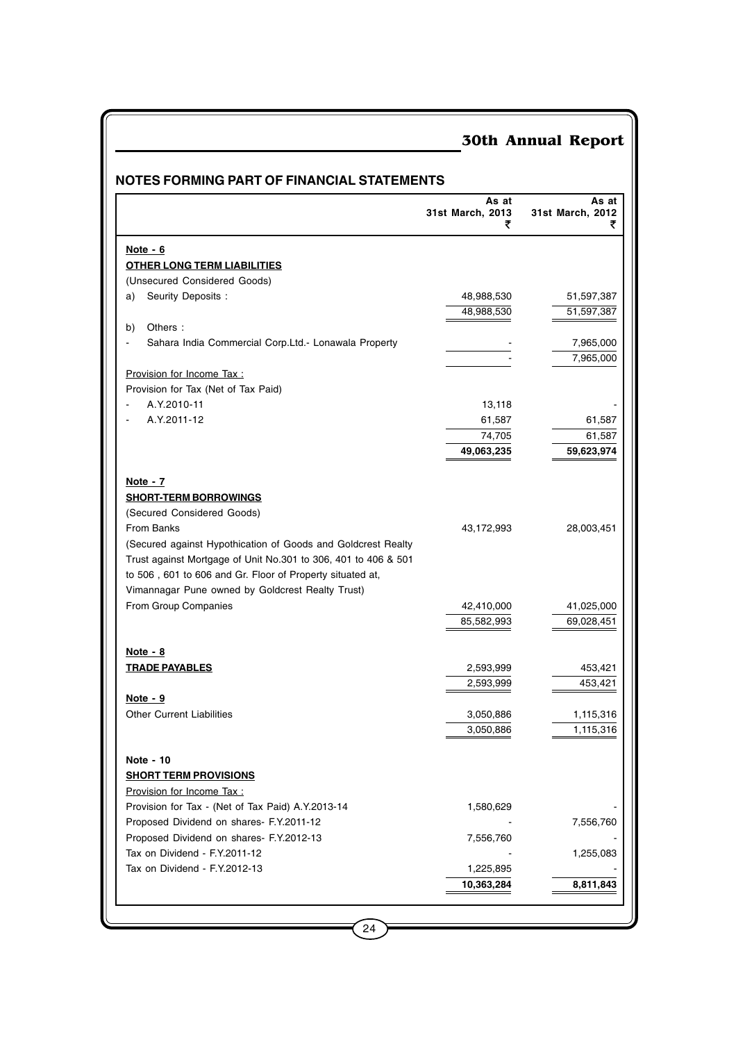## NOTES FORMING PART OF FINANCIAL STATEMENTS

| | As at 31st March, 2013 ₹ | As at 31st March, 2012 ₹ |
|---|---|---|
| **Note - 6** | | |
| **OTHER LONG TERM LIABILITIES** | | |
| (Unsecured Considered Goods) | | |
| a) Seurity Deposits : | 48,988,530 | 51,597,387 |
| | 48,988,530 | 51,597,387 |
| b) Others : | | |
| - Sahara India Commercial Corp.Ltd.- Lonawala Property | - | 7,965,000 |
| | - | 7,965,000 |
| Provision for Income Tax : | | |
| Provision for Tax (Net of Tax Paid) | | |
| - A.Y.2010-11 | 13,118 | - |
| - A.Y.2011-12 | 61,587 | 61,587 |
| | 74,705 | 61,587 |
| | **49,063,235** | **59,623,974** |
| **Note - 7** | | |
| **SHORT-TERM BORROWINGS** | | |
| (Secured Considered Goods) | | |
| From Banks | 43,172,993 | 28,003,451 |
| (Secured against Hypothication of Goods and Goldcrest Realty Trust against Mortgage of Unit No.301 to 306, 401 to 406 & 501 to 506 , 601 to 606 and Gr. Floor of Property situated at, Vimannagar Pune owned by Goldcrest Realty Trust) | | |
| From Group Companies | 42,410,000 | 41,025,000 |
| | 85,582,993 | 69,028,451 |
| **Note - 8** | | |
| **TRADE PAYABLES** | 2,593,999 | 453,421 |
| | 2,593,999 | 453,421 |
| **Note - 9** | | |
| Other Current Liabilities | 3,050,886 | 1,115,316 |
| | 3,050,886 | 1,115,316 |
| **Note - 10** | | |
| **SHORT TERM PROVISIONS** | | |
| Provision for Income Tax : | | |
| Provision for Tax - (Net of Tax Paid) A.Y.2013-14 | 1,580,629 | - |
| Proposed Dividend on shares- F.Y.2011-12 | - | 7,556,760 |
| Proposed Dividend on shares- F.Y.2012-13 | 7,556,760 | - |
| Tax on Dividend - F.Y.2011-12 | - | 1,255,083 |
| Tax on Dividend - F.Y.2012-13 | 1,225,895 | - |
| | **10,363,284** | **8,811,843** |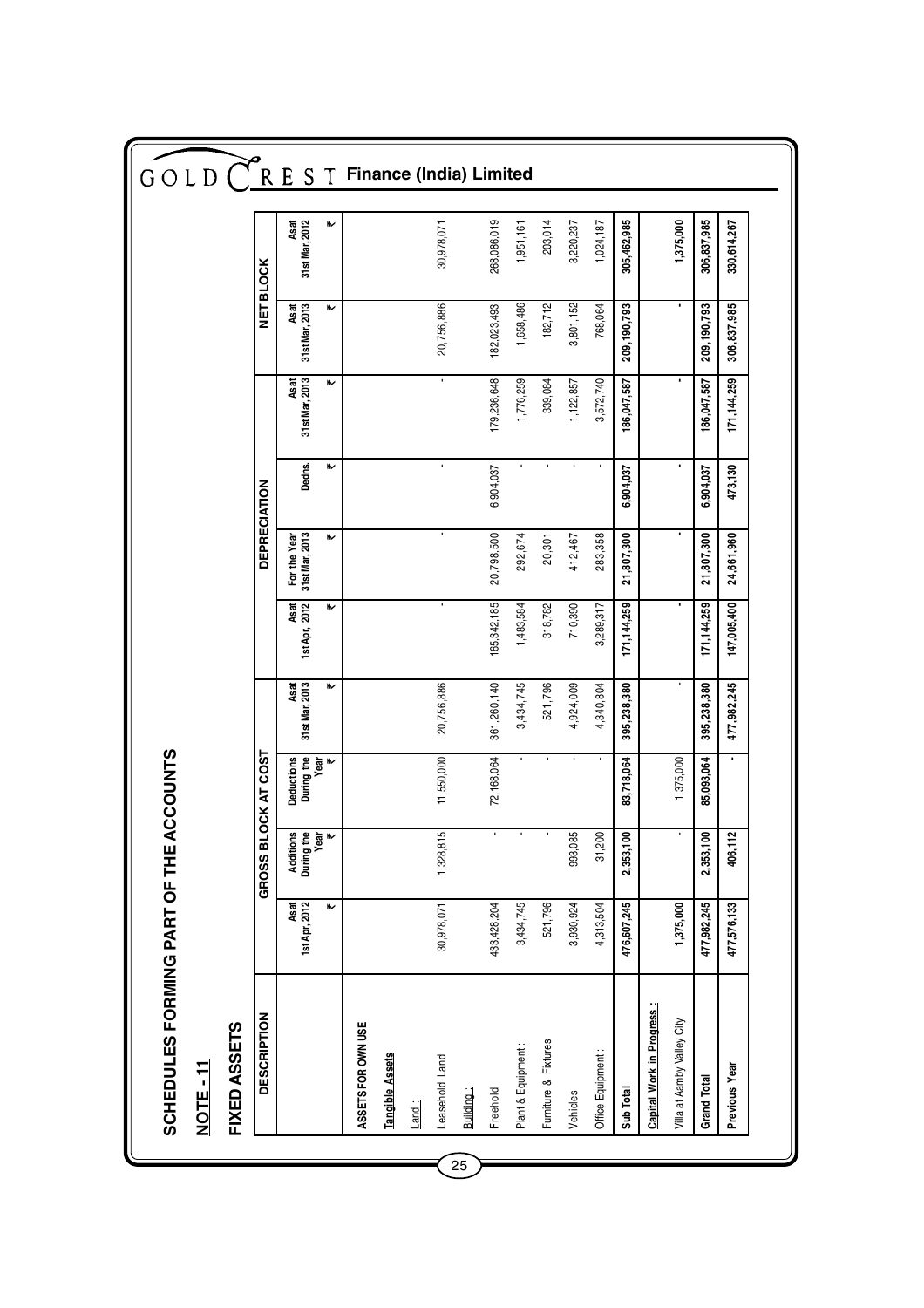# SCHEDULES FORMING PART OF THE ACCOUNTS

## NOTE - 11

## FIXED ASSETS

| DESCRIPTION | GROSS BLOCK AT COST | | | | DEPRECIATION | | | | NET BLOCK | |
|---|---|---|---|---|---|---|---|---|---|---|
| | As at 1st Apr, 2012 ₹ | Additions During the Year ₹ | Deductions During the Year ₹ | As at 31st Mar, 2013 ₹ | As at 1st Apr, 2012 ₹ | For the Year 31st Mar, 2013 ₹ | Dedns. ₹ | As at 31st Mar, 2013 ₹ | As at 31st Mar, 2013 ₹ | As at 31st Mar, 2012 ₹ |
| **ASSETS FOR OWN USE** | | | | | | | | | | |
| **Tangible Assets** | | | | | | | | | | |
| Land : | | | | | | | | | | |
| Leasehold Land | 30,978,071 | 1,328,815 | 11,550,000 | 20,756,886 | - | - | - | - | 20,756,886 | 30,978,071 |
| Building : | | | | | | | | | | |
| Freehold | 433,428,204 | - | 72,168,064 | 361,260,140 | 165,342,185 | 20,798,500 | 6,904,037 | 179,236,648 | 182,023,493 | 268,086,019 |
| Plant & Equipment : | 3,434,745 | - | - | 3,434,745 | 1,483,584 | 292,674 | - | 1,776,259 | 1,658,486 | 1,951,161 |
| Furniture & Fixtures | 521,796 | - | - | 521,796 | 318,782 | 20,301 | - | 339,084 | 182,712 | 203,014 |
| Vehicles | 3,930,924 | 993,085 | - | 4,924,009 | 710,390 | 412,467 | - | 1,122,857 | 3,801,152 | 3,220,237 |
| Office Equipment : | 4,313,504 | 31,200 | - | 4,340,804 | 3,289,317 | 283,358 | - | 3,572,740 | 768,064 | 1,024,187 |
| **Sub Total** | **476,607,245** | **2,353,100** | **83,718,064** | **395,238,380** | **171,144,259** | **21,807,300** | **6,904,037** | **186,047,587** | **209,190,793** | **305,462,985** |
| **Capital Work in Progress :** | | | | | | | | | | |
| Villa at Aamby Valley City | 1,375,000 | - | 1,375,000 | - | - | - | - | - | - | 1,375,000 |
| **Grand Total** | **477,982,245** | **2,353,100** | **85,093,064** | **395,238,380** | **171,144,259** | **21,807,300** | **6,904,037** | **186,047,587** | **209,190,793** | **306,837,985** |
| **Previous Year** | **477,576,133** | **406,112** | **-** | **477,982,245** | **147,005,400** | **24,661,960** | **473,130** | **171,144,259** | **306,837,985** | **330,614,267** |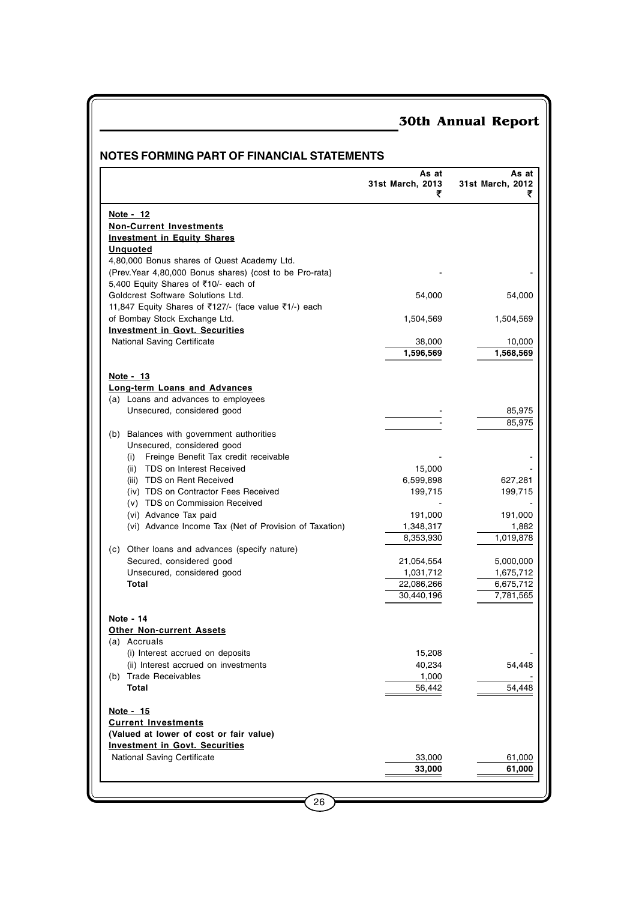## NOTES FORMING PART OF FINANCIAL STATEMENTS

| | As at 31st March, 2013 ₹ | As at 31st March, 2012 ₹ |
|---|---|---|
| **Note - 12** | | |
| **Non-Current Investments** | | |
| **Investment in Equity Shares** | | |
| **Unquoted** | | |
| 4,80,000 Bonus shares of Quest Academy Ltd. | | |
| (Prev.Year 4,80,000 Bonus shares) {cost to be Pro-rata} | - | - |
| 5,400 Equity Shares of ₹10/- each of | | |
| Goldcrest Software Solutions Ltd. | 54,000 | 54,000 |
| 11,847 Equity Shares of ₹127/- (face value ₹1/-) each | | |
| of Bombay Stock Exchange Ltd. | 1,504,569 | 1,504,569 |
| **Investment in Govt. Securities** | | |
| National Saving Certificate | 38,000 | 10,000 |
| | **1,596,569** | **1,568,569** |
| **Note - 13** | | |
| **Long-term Loans and Advances** | | |
| (a) Loans and advances to employees | | |
| Unsecured, considered good | - | 85,975 |
| | - | 85,975 |
| (b) Balances with government authorities | | |
| Unsecured, considered good | | |
| (i) Freinge Benefit Tax credit receivable | - | - |
| (ii) TDS on Interest Received | 15,000 | - |
| (iii) TDS on Rent Received | 6,599,898 | 627,281 |
| (iv) TDS on Contractor Fees Received | 199,715 | 199,715 |
| (v) TDS on Commission Received | - | - |
| (vi) Advance Tax paid | 191,000 | 191,000 |
| (vi) Advance Income Tax (Net of Provision of Taxation) | 1,348,317 | 1,882 |
| | 8,353,930 | 1,019,878 |
| (c) Other loans and advances (specify nature) | | |
| Secured, considered good | 21,054,554 | 5,000,000 |
| Unsecured, considered good | 1,031,712 | 1,675,712 |
| **Total** | 22,086,266 | 6,675,712 |
| | 30,440,196 | 7,781,565 |
| **Note - 14** | | |
| **Other Non-current Assets** | | |
| (a) Accruals | | |
| (i) Interest accrued on deposits | 15,208 | - |
| (ii) Interest accrued on investments | 40,234 | 54,448 |
| (b) Trade Receivables | 1,000 | - |
| **Total** | 56,442 | 54,448 |
| **Note - 15** | | |
| **Current Investments** | | |
| **(Valued at lower of cost or fair value)** | | |
| **Investment in Govt. Securities** | | |
| National Saving Certificate | 33,000 | 61,000 |
| | **33,000** | **61,000** |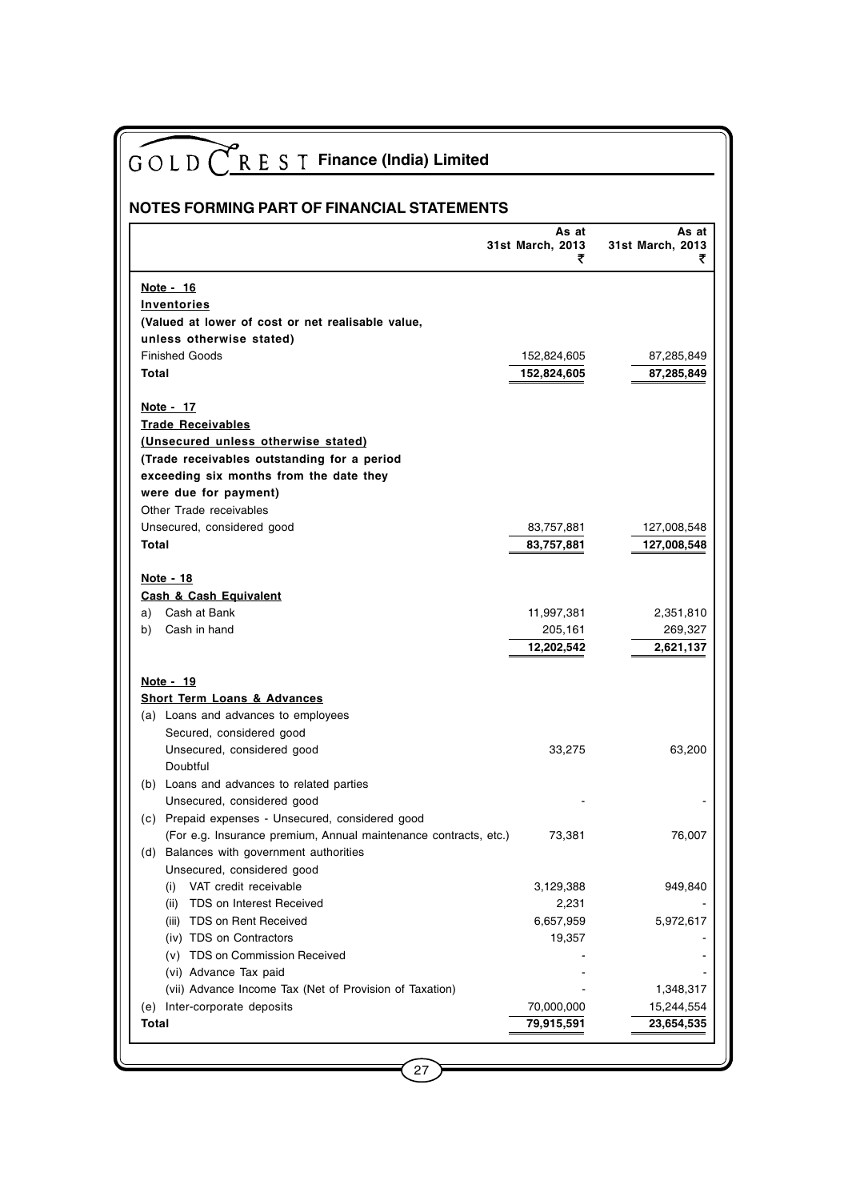# NOTES FORMING PART OF FINANCIAL STATEMENTS

| | As at 31st March, 2013 ₹ | As at 31st March, 2013 ₹ |
|---|---|---|
| **Note - 16** | | |
| **Inventories** | | |
| **(Valued at lower of cost or net realisable value, unless otherwise stated)** | | |
| Finished Goods | 152,824,605 | 87,285,849 |
| **Total** | **152,824,605** | **87,285,849** |
| **Note - 17** | | |
| **Trade Receivables** | | |
| **(Unsecured unless otherwise stated)** | | |
| **(Trade receivables outstanding for a period exceeding six months from the date they were due for payment)** | | |
| Other Trade receivables | | |
| Unsecured, considered good | 83,757,881 | 127,008,548 |
| **Total** | **83,757,881** | **127,008,548** |
| **Note - 18** | | |
| **Cash & Cash Equivalent** | | |
| a) Cash at Bank | 11,997,381 | 2,351,810 |
| b) Cash in hand | 205,161 | 269,327 |
| | **12,202,542** | **2,621,137** |
| **Note - 19** | | |
| **Short Term Loans & Advances** | | |
| (a) Loans and advances to employees | | |
| Secured, considered good | | |
| Unsecured, considered good | 33,275 | 63,200 |
| Doubtful | | |
| (b) Loans and advances to related parties | | |
| Unsecured, considered good | - | - |
| (c) Prepaid expenses - Unsecured, considered good (For e.g. Insurance premium, Annual maintenance contracts, etc.) | 73,381 | 76,007 |
| (d) Balances with government authorities | | |
| Unsecured, considered good | | |
| (i) VAT credit receivable | 3,129,388 | 949,840 |
| (ii) TDS on Interest Received | 2,231 | - |
| (iii) TDS on Rent Received | 6,657,959 | 5,972,617 |
| (iv) TDS on Contractors | 19,357 | - |
| (v) TDS on Commission Received | - | - |
| (vi) Advance Tax paid | - | - |
| (vii) Advance Income Tax (Net of Provision of Taxation) | - | 1,348,317 |
| (e) Inter-corporate deposits | 70,000,000 | 15,244,554 |
| **Total** | **79,915,591** | **23,654,535** |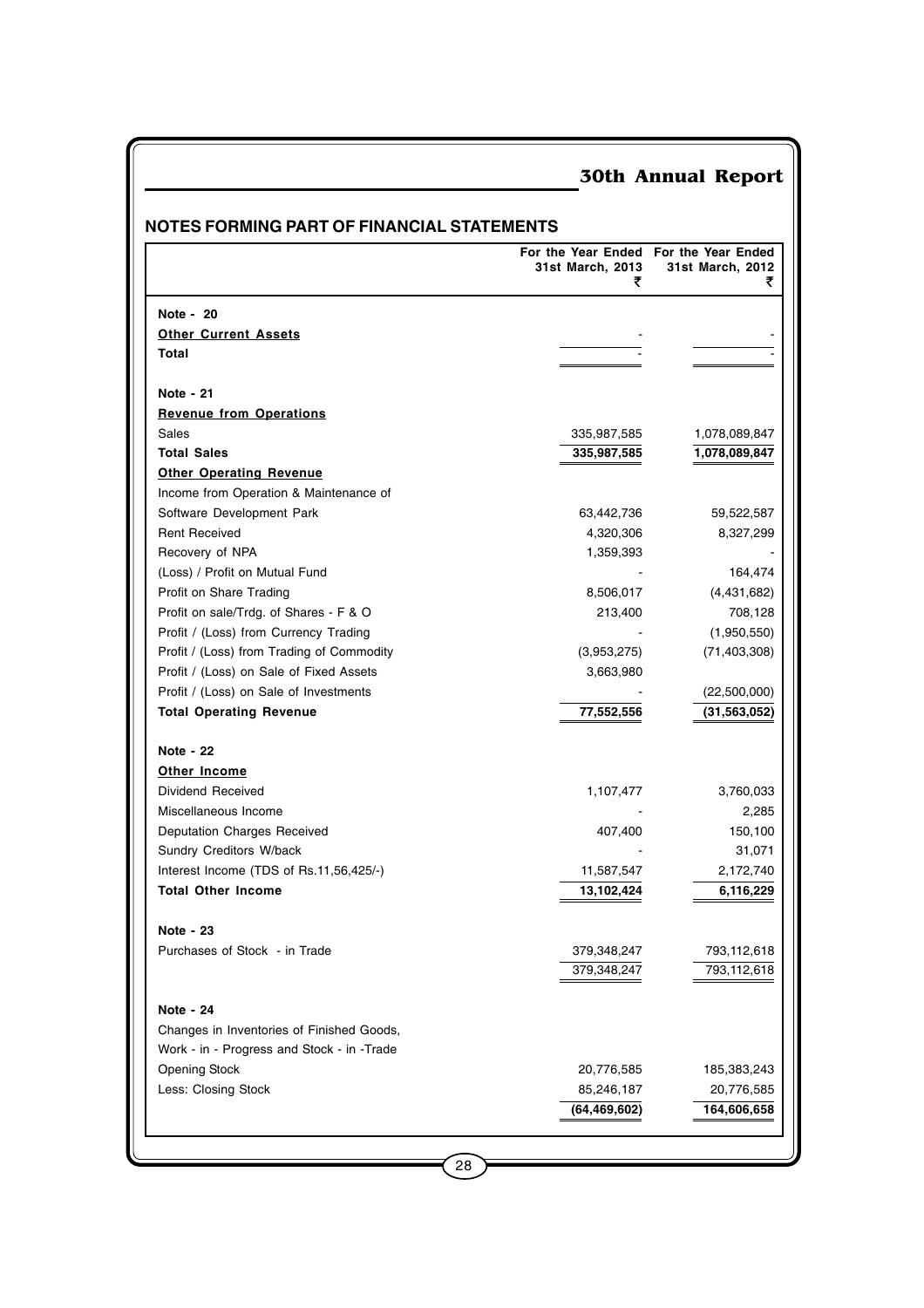## NOTES FORMING PART OF FINANCIAL STATEMENTS

| | For the Year Ended 31st March, 2013 ₹ | For the Year Ended 31st March, 2012 ₹ |
|---|---|---|
| **Note - 20** | | |
| **Other Current Assets** | - | - |
| **Total** | - | - |
| **Note - 21** | | |
| **Revenue from Operations** | | |
| Sales | 335,987,585 | 1,078,089,847 |
| **Total Sales** | **335,987,585** | **1,078,089,847** |
| **Other Operating Revenue** | | |
| Income from Operation & Maintenance of Software Development Park | 63,442,736 | 59,522,587 |
| Rent Received | 4,320,306 | 8,327,299 |
| Recovery of NPA | 1,359,393 | - |
| (Loss) / Profit on Mutual Fund | - | 164,474 |
| Profit on Share Trading | 8,506,017 | (4,431,682) |
| Profit on sale/Trdg. of Shares - F & O | 213,400 | 708,128 |
| Profit / (Loss) from Currency Trading | - | (1,950,550) |
| Profit / (Loss) from Trading of Commodity | (3,953,275) | (71,403,308) |
| Profit / (Loss) on Sale of Fixed Assets | 3,663,980 | |
| Profit / (Loss) on Sale of Investments | - | (22,500,000) |
| **Total Operating Revenue** | **77,552,556** | **(31,563,052)** |
| **Note - 22** | | |
| **Other Income** | | |
| Dividend Received | 1,107,477 | 3,760,033 |
| Miscellaneous Income | - | 2,285 |
| Deputation Charges Received | 407,400 | 150,100 |
| Sundry Creditors W/back | - | 31,071 |
| Interest Income (TDS of Rs.11,56,425/-) | 11,587,547 | 2,172,740 |
| **Total Other Income** | **13,102,424** | **6,116,229** |
| **Note - 23** | | |
| Purchases of Stock - in Trade | 379,348,247 | 793,112,618 |
| | 379,348,247 | 793,112,618 |
| **Note - 24** | | |
| Changes in Inventories of Finished Goods, Work - in - Progress and Stock - in -Trade | | |
| Opening Stock | 20,776,585 | 185,383,243 |
| Less: Closing Stock | 85,246,187 | 20,776,585 |
| | **(64,469,602)** | **164,606,658** |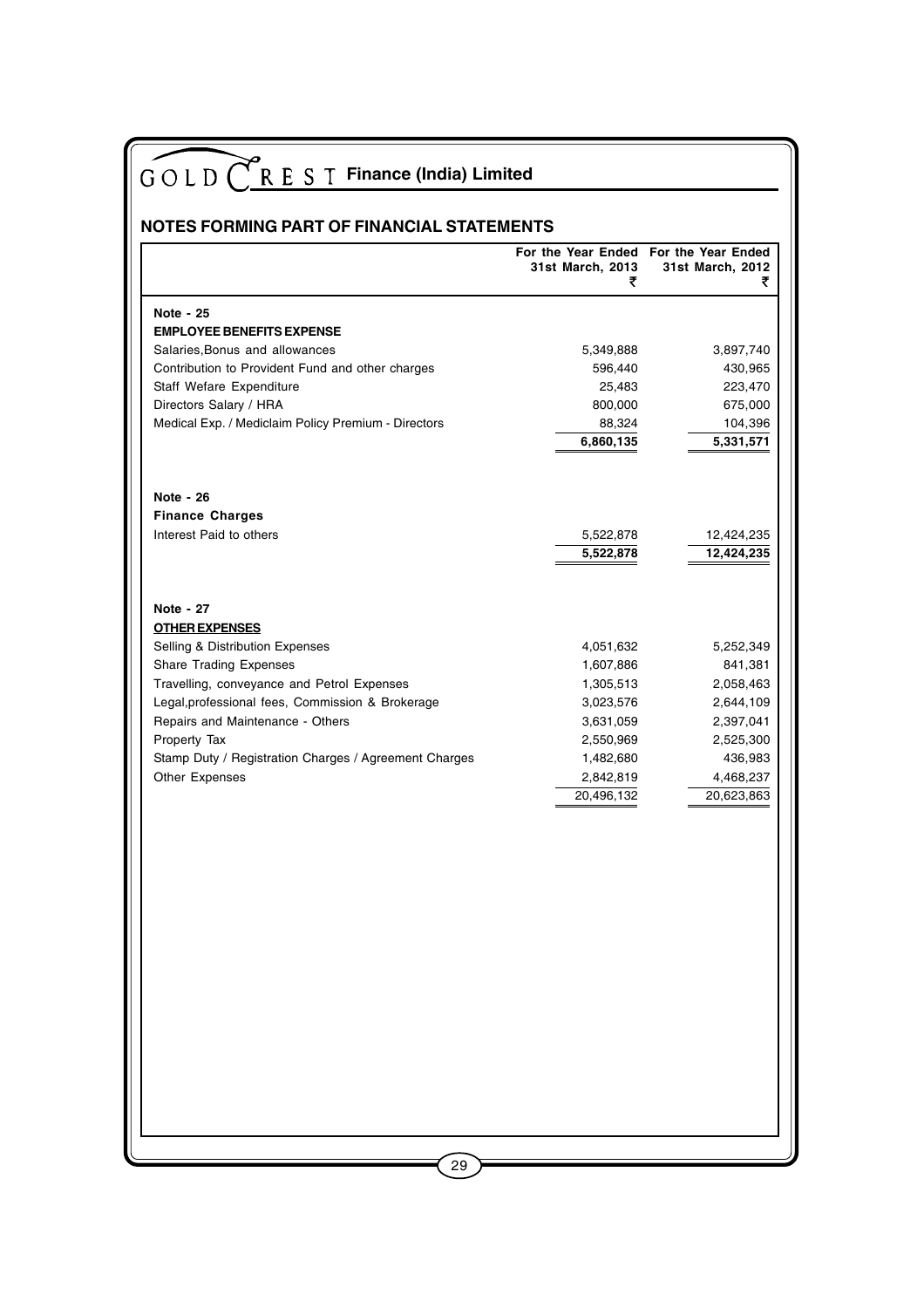# GOLD CREST Finance (India) Limited

## NOTES FORMING PART OF FINANCIAL STATEMENTS

| | For the Year Ended 31st March, 2013 ₹ | For the Year Ended 31st March, 2012 ₹ |
|---|---|---|
| **Note - 25** | | |
| **EMPLOYEE BENEFITS EXPENSE** | | |
| Salaries,Bonus and allowances | 5,349,888 | 3,897,740 |
| Contribution to Provident Fund and other charges | 596,440 | 430,965 |
| Staff Wefare Expenditure | 25,483 | 223,470 |
| Directors Salary / HRA | 800,000 | 675,000 |
| Medical Exp. / Mediclaim Policy Premium - Directors | 88,324 | 104,396 |
| | **6,860,135** | **5,331,571** |
| **Note - 26** | | |
| **Finance Charges** | | |
| Interest Paid to others | 5,522,878 | 12,424,235 |
| | **5,522,878** | **12,424,235** |
| **Note - 27** | | |
| **OTHER EXPENSES** | | |
| Selling & Distribution Expenses | 4,051,632 | 5,252,349 |
| Share Trading Expenses | 1,607,886 | 841,381 |
| Travelling, conveyance and Petrol Expenses | 1,305,513 | 2,058,463 |
| Legal,professional fees, Commission & Brokerage | 3,023,576 | 2,644,109 |
| Repairs and Maintenance - Others | 3,631,059 | 2,397,041 |
| Property Tax | 2,550,969 | 2,525,300 |
| Stamp Duty / Registration Charges / Agreement Charges | 1,482,680 | 436,983 |
| Other Expenses | 2,842,819 | 4,468,237 |
| | 20,496,132 | 20,623,863 |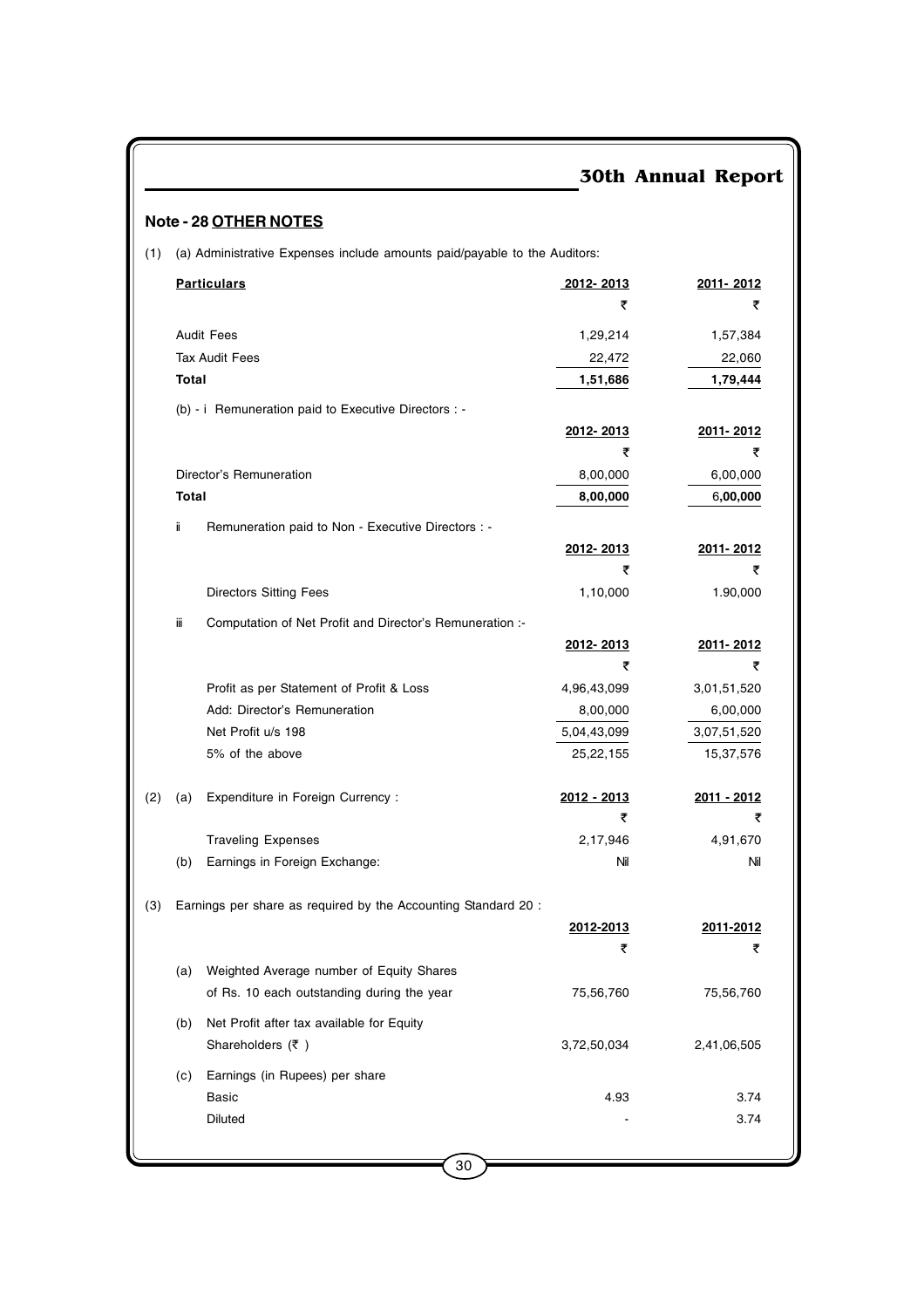## Note - 28 OTHER NOTES

(1) (a) Administrative Expenses include amounts paid/payable to the Auditors:

| Particulars | 2012- 2013 | 2011- 2012 |
|---|---|---|
| | ₹ | ₹ |
| Audit Fees | 1,29,214 | 1,57,384 |
| Tax Audit Fees | 22,472 | 22,060 |
| **Total** | **1,51,686** | **1,79,444** |

(b) - i Remuneration paid to Executive Directors : -

| | 2012- 2013 | 2011- 2012 |
|---|---|---|
| | ₹ | ₹ |
| Director's Remuneration | 8,00,000 | 6,00,000 |
| **Total** | **8,00,000** | **6,00,000** |

ii Remuneration paid to Non - Executive Directors : -

| | 2012- 2013 | 2011- 2012 |
|---|---|---|
| | ₹ | ₹ |
| Directors Sitting Fees | 1,10,000 | 1.90,000 |

iii Computation of Net Profit and Director's Remuneration :-

| | 2012- 2013 | 2011- 2012 |
|---|---|---|
| | ₹ | ₹ |
| Profit as per Statement of Profit & Loss | 4,96,43,099 | 3,01,51,520 |
| Add: Director's Remuneration | 8,00,000 | 6,00,000 |
| Net Profit u/s 198 | 5,04,43,099 | 3,07,51,520 |
| 5% of the above | 25,22,155 | 15,37,576 |

(2)

| | 2012 - 2013 | 2011 - 2012 |
|---|---|---|
| (a) Expenditure in Foreign Currency : | ₹ | ₹ |
| Traveling Expenses | 2,17,946 | 4,91,670 |
| (b) Earnings in Foreign Exchange: | Nil | Nil |

(3) Earnings per share as required by the Accounting Standard 20 :

| | 2012-2013 | 2011-2012 |
|---|---|---|
| | ₹ | ₹ |
| (a) Weighted Average number of Equity Shares of Rs. 10 each outstanding during the year | 75,56,760 | 75,56,760 |
| (b) Net Profit after tax available for Equity Shareholders (₹ ) | 3,72,50,034 | 2,41,06,505 |
| (c) Earnings (in Rupees) per share | | |
| Basic | 4.93 | 3.74 |
| Diluted | - | 3.74 |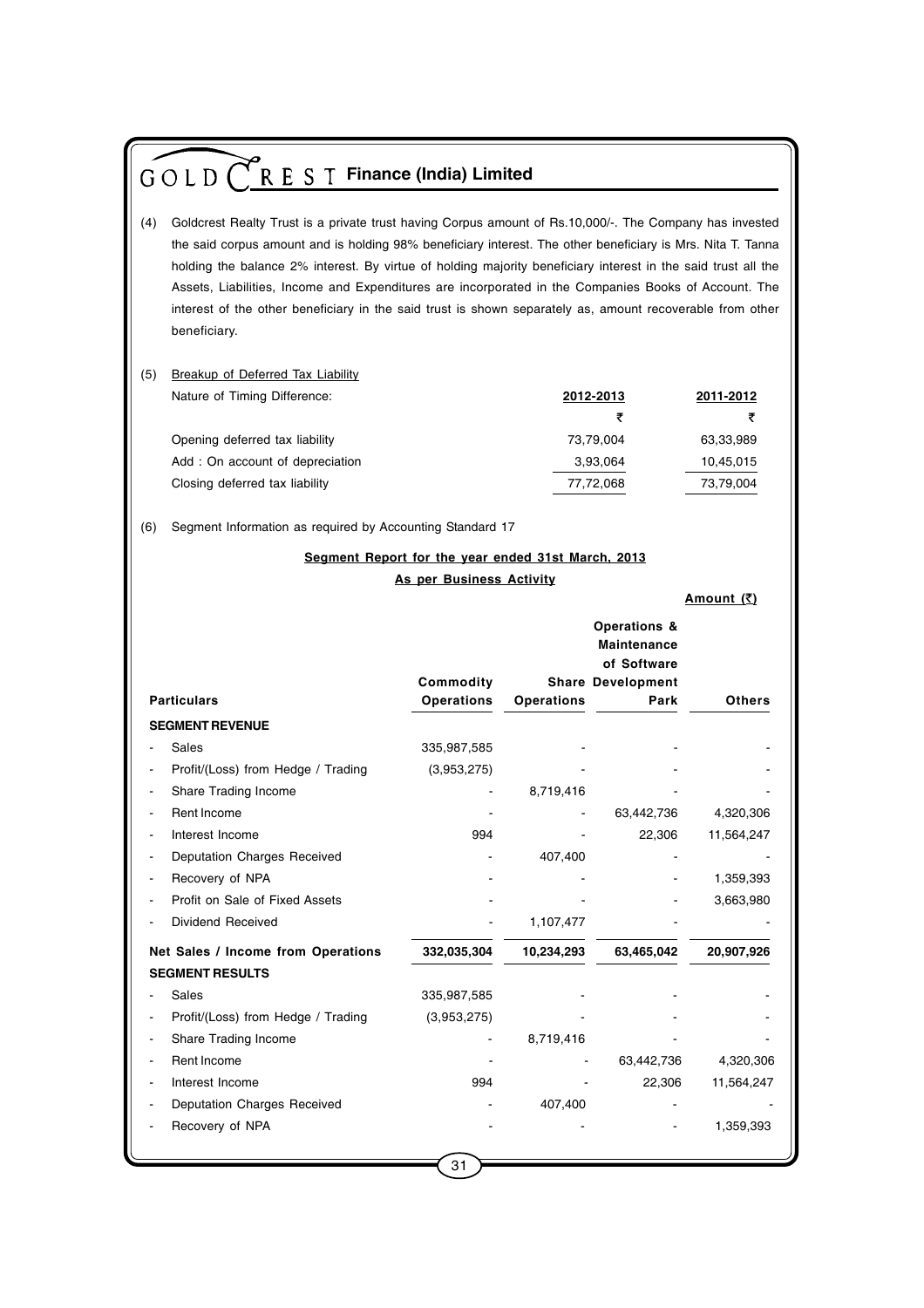(4) Goldcrest Realty Trust is a private trust having Corpus amount of Rs.10,000/-. The Company has invested the said corpus amount and is holding 98% beneficiary interest. The other beneficiary is Mrs. Nita T. Tanna holding the balance 2% interest. By virtue of holding majority beneficiary interest in the said trust all the Assets, Liabilities, Income and Expenditures are incorporated in the Companies Books of Account. The interest of the other beneficiary in the said trust is shown separately as, amount recoverable from other beneficiary.

(5) Breakup of Deferred Tax Liability

| Nature of Timing Difference: | 2012-2013 | 2011-2012 |
|---|---|---|
| | ₹ | ₹ |
| Opening deferred tax liability | 73,79,004 | 63,33,989 |
| Add : On account of depreciation | 3,93,064 | 10,45,015 |
| Closing deferred tax liability | 77,72,068 | 73,79,004 |

(6) Segment Information as required by Accounting Standard 17

**Segment Report for the year ended 31st March, 2013**

**As per Business Activity**

**Amount (₹)**

| Particulars | Commodity Operations | Share Operations | Operations & Maintenance of Software Development Park | Others |
|---|---|---|---|---|
| **SEGMENT REVENUE** | | | | |
| - Sales | 335,987,585 | - | - | - |
| - Profit/(Loss) from Hedge / Trading | (3,953,275) | - | - | - |
| - Share Trading Income | - | 8,719,416 | - | - |
| - Rent Income | - | - | 63,442,736 | 4,320,306 |
| - Interest Income | 994 | - | 22,306 | 11,564,247 |
| - Deputation Charges Received | - | 407,400 | - | - |
| - Recovery of NPA | - | - | - | 1,359,393 |
| - Profit on Sale of Fixed Assets | - | - | - | 3,663,980 |
| - Dividend Received | - | 1,107,477 | - | - |
| **Net Sales / Income from Operations** | **332,035,304** | **10,234,293** | **63,465,042** | **20,907,926** |
| **SEGMENT RESULTS** | | | | |
| - Sales | 335,987,585 | - | - | - |
| - Profit/(Loss) from Hedge / Trading | (3,953,275) | - | - | - |
| - Share Trading Income | - | 8,719,416 | - | - |
| - Rent Income | - | - | 63,442,736 | 4,320,306 |
| - Interest Income | 994 | - | 22,306 | 11,564,247 |
| - Deputation Charges Received | - | 407,400 | - | - |
| - Recovery of NPA | - | - | - | 1,359,393 |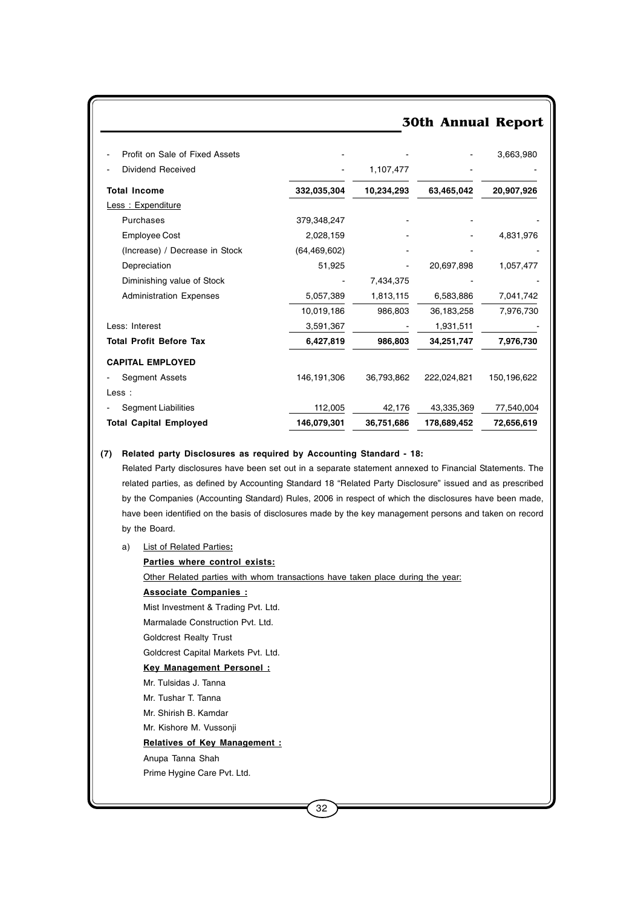| | | | | |
|---|---|---|---|---|
| - Profit on Sale of Fixed Assets | - | - | - | 3,663,980 |
| - Dividend Received | - | 1,107,477 | - | - |
| **Total Income** | **332,035,304** | **10,234,293** | **63,465,042** | **20,907,926** |
| Less : Expenditure | | | | |
| Purchases | 379,348,247 | - | - | - |
| Employee Cost | 2,028,159 | - | - | 4,831,976 |
| (Increase) / Decrease in Stock | (64,469,602) | - | - | - |
| Depreciation | 51,925 | - | 20,697,898 | 1,057,477 |
| Diminishing value of Stock | - | 7,434,375 | - | - |
| Administration Expenses | 5,057,389 | 1,813,115 | 6,583,886 | 7,041,742 |
| | 10,019,186 | 986,803 | 36,183,258 | 7,976,730 |
| Less: Interest | 3,591,367 | - | 1,931,511 | - |
| **Total Profit Before Tax** | **6,427,819** | **986,803** | **34,251,747** | **7,976,730** |
| **CAPITAL EMPLOYED** | | | | |
| - Segment Assets | 146,191,306 | 36,793,862 | 222,024,821 | 150,196,622 |
| Less : | | | | |
| - Segment Liabilities | 112,005 | 42,176 | 43,335,369 | 77,540,004 |
| **Total Capital Employed** | **146,079,301** | **36,751,686** | **178,689,452** | **72,656,619** |

**(7) Related party Disclosures as required by Accounting Standard - 18:**

Related Party disclosures have been set out in a separate statement annexed to Financial Statements. The related parties, as defined by Accounting Standard 18 "Related Party Disclosure" issued and as prescribed by the Companies (Accounting Standard) Rules, 2006 in respect of which the disclosures have been made, have been identified on the basis of disclosures made by the key management persons and taken on record by the Board.

a) List of Related Parties**:**

**Parties where control exists:**

Other Related parties with whom transactions have taken place during the year:

**Associate Companies :**

Mist Investment & Trading Pvt. Ltd.

Marmalade Construction Pvt. Ltd.

Goldcrest Realty Trust

Goldcrest Capital Markets Pvt. Ltd.

**Key Management Personel :**

Mr. Tulsidas J. Tanna

Mr. Tushar T. Tanna

Mr. Shirish B. Kamdar

Mr. Kishore M. Vussonji

**Relatives of Key Management :**

Anupa Tanna Shah

Prime Hygine Care Pvt. Ltd.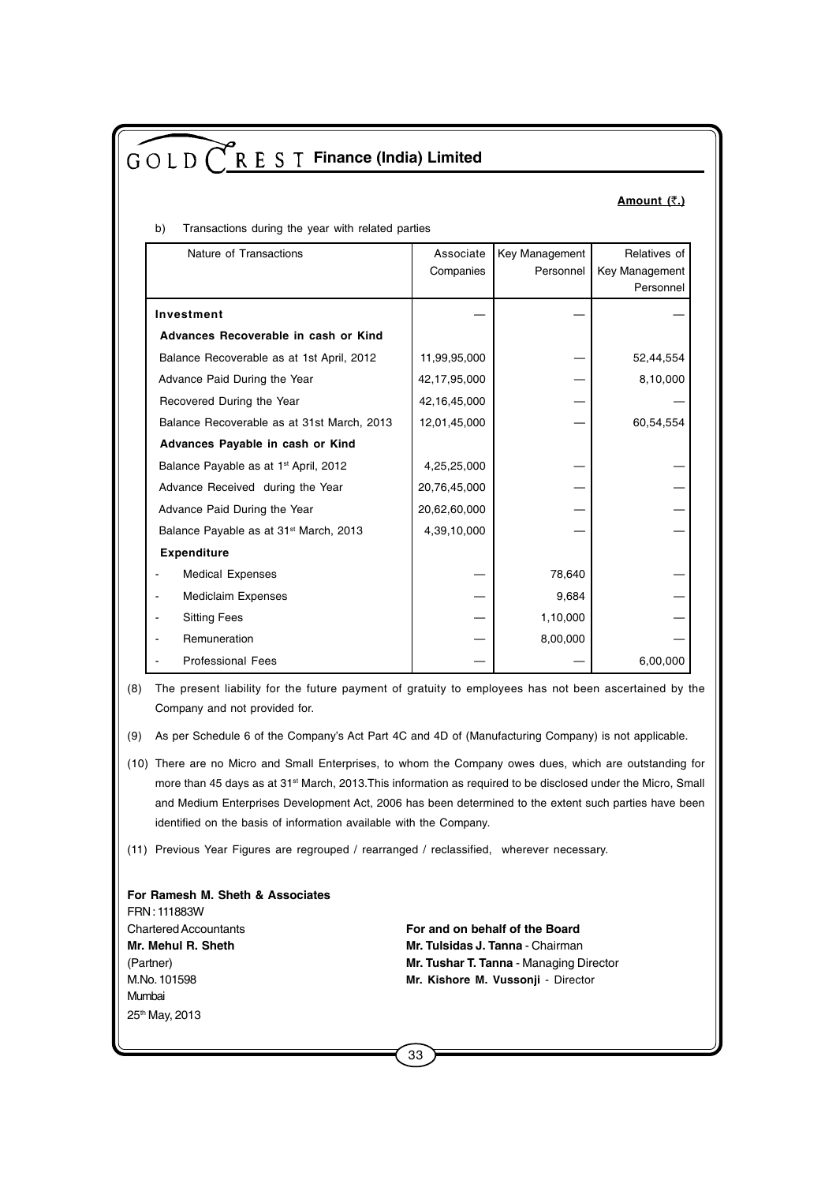**Amount (₹.)**

b) Transactions during the year with related parties

| Nature of Transactions | Associate Companies | Key Management Personnel | Relatives of Key Management Personnel |
|---|---|---|---|
| **Investment** | — | — | — |
| **Advances Recoverable in cash or Kind** | | | |
| Balance Recoverable as at 1st April, 2012 | 11,99,95,000 | — | 52,44,554 |
| Advance Paid During the Year | 42,17,95,000 | — | 8,10,000 |
| Recovered During the Year | 42,16,45,000 | — | — |
| Balance Recoverable as at 31st March, 2013 | 12,01,45,000 | — | 60,54,554 |
| **Advances Payable in cash or Kind** | | | |
| Balance Payable as at 1st April, 2012 | 4,25,25,000 | — | — |
| Advance Received during the Year | 20,76,45,000 | — | — |
| Advance Paid During the Year | 20,62,60,000 | — | — |
| Balance Payable as at 31st March, 2013 | 4,39,10,000 | — | — |
| **Expenditure** | | | |
| - Medical Expenses | — | 78,640 | — |
| - Mediclaim Expenses | — | 9,684 | — |
| - Sitting Fees | — | 1,10,000 | — |
| - Remuneration | — | 8,00,000 | — |
| - Professional Fees | — | — | 6,00,000 |

(8) The present liability for the future payment of gratuity to employees has not been ascertained by the Company and not provided for.

(9) As per Schedule 6 of the Company's Act Part 4C and 4D of (Manufacturing Company) is not applicable.

(10) There are no Micro and Small Enterprises, to whom the Company owes dues, which are outstanding for more than 45 days as at 31st March, 2013.This information as required to be disclosed under the Micro, Small and Medium Enterprises Development Act, 2006 has been determined to the extent such parties have been identified on the basis of information available with the Company.

(11) Previous Year Figures are regrouped / rearranged / reclassified, wherever necessary.

**For Ramesh M. Sheth & Associates**
FRN : 111883W
Chartered Accountants
**Mr. Mehul R. Sheth**
(Partner)
M.No. 101598
Mumbai
25th May, 2013

**For and on behalf of the Board**
**Mr. Tulsidas J. Tanna** - Chairman
**Mr. Tushar T. Tanna** - Managing Director
**Mr. Kishore M. Vussonji** - Director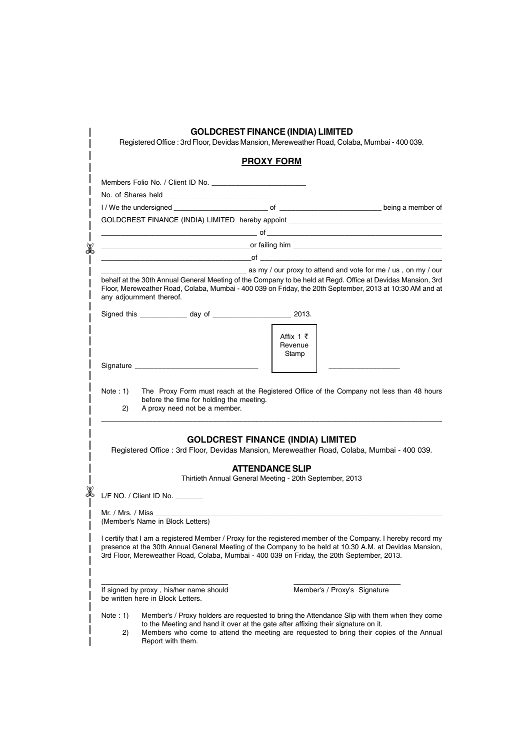## GOLDCREST FINANCE (INDIA) LIMITED

Registered Office : 3rd Floor, Devidas Mansion, Mereweather Road, Colaba, Mumbai - 400 039.

### PROXY FORM

Members Folio No. / Client ID No. ________________________

No. of Shares held ____________________________

I / We the undersigned ________________________ of __________________________ being a member of GOLDCREST FINANCE (INDIA) LIMITED hereby appoint ________________________________________

______________________________________ of ____________________________________________

______________________________________or failing him ______________________________________

______________________________________of ____________________________________________

______________________________________ as my / our proxy to attend and vote for me / us , on my / our behalf at the 30th Annual General Meeting of the Company to be held at Regd. Office at Devidas Mansion, 3rd Floor, Mereweather Road, Colaba, Mumbai - 400 039 on Friday, the 20th September, 2013 at 10:30 AM and at any adjournment thereof.

Signed this ____________ day of ____________________ 2013.

Affix 1 ₹ Revenue Stamp

Signature ______________________________ __________________

Note : 1) The Proxy Form must reach at the Registered Office of the Company not less than 48 hours before the time for holding the meeting.

2) A proxy need not be a member.

---

## GOLDCREST FINANCE (INDIA) LIMITED

Registered Office : 3rd Floor, Devidas Mansion, Mereweather Road, Colaba, Mumbai - 400 039.

### ATTENDANCE SLIP

Thirtieth Annual General Meeting - 20th September, 2013

L/F NO. / Client ID No. _______

Mr. / Mrs. / Miss ____________________________________________________________________

(Member's Name in Block Letters)

I certify that I am a registered Member / Proxy for the registered member of the Company. I hereby record my presence at the 30th Annual General Meeting of the Company to be held at 10.30 A.M. at Devidas Mansion, 3rd Floor, Mereweather Road, Colaba, Mumbai - 400 039 on Friday, the 20th September, 2013.

________________________________ ____________________________

If signed by proxy , his/her name should be written here in Block Letters. Member's / Proxy's Signature

Note : 1) Member's / Proxy holders are requested to bring the Attendance Slip with them when they come to the Meeting and hand it over at the gate after affixing their signature on it.

2) Members who come to attend the meeting are requested to bring their copies of the Annual Report with them.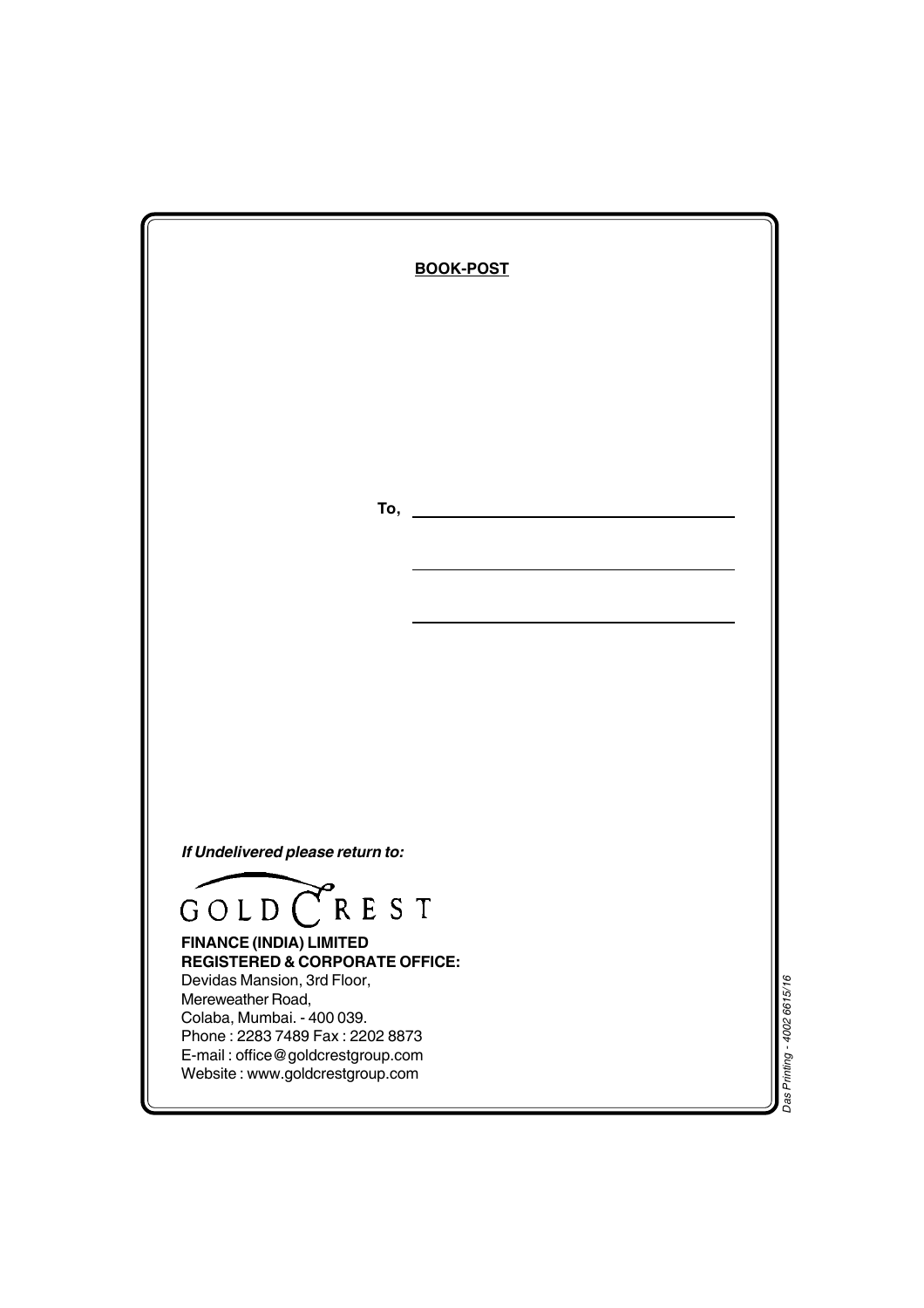**BOOK-POST**

To, \_\_\_\_\_\_\_\_\_\_\_\_\_\_\_\_\_\_\_\_\_\_\_\_\_\_\_\_\_\_

\_\_\_\_\_\_\_\_\_\_\_\_\_\_\_\_\_\_\_\_\_\_\_\_\_\_\_\_\_\_

\_\_\_\_\_\_\_\_\_\_\_\_\_\_\_\_\_\_\_\_\_\_\_\_\_\_\_\_\_\_

***If Undelivered please return to:***

GOLDCREST

**FINANCE (INDIA) LIMITED**
**REGISTERED & CORPORATE OFFICE:**
Devidas Mansion, 3rd Floor,
Mereweather Road,
Colaba, Mumbai. - 400 039.
Phone : 2283 7489 Fax : 2202 8873
E-mail : office@goldcrestgroup.com
Website : www.goldcrestgroup.com

*Das Printing - 4002 6615/16*